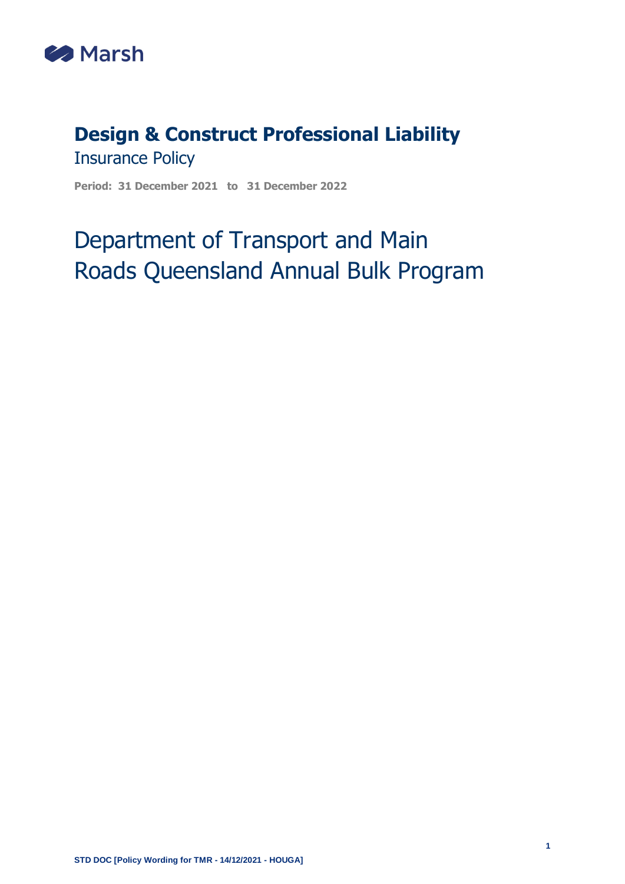Marsh

# Design & Construct Professional Liability

Insurance Policy

**Period: 31 December 2021 to 31 December 2022**

## Department of Transport and Main Roads Queensland Annual Bulk Program

**STD DOC [Policy Wording for TMR - 14/12/2021 - HOUGA]**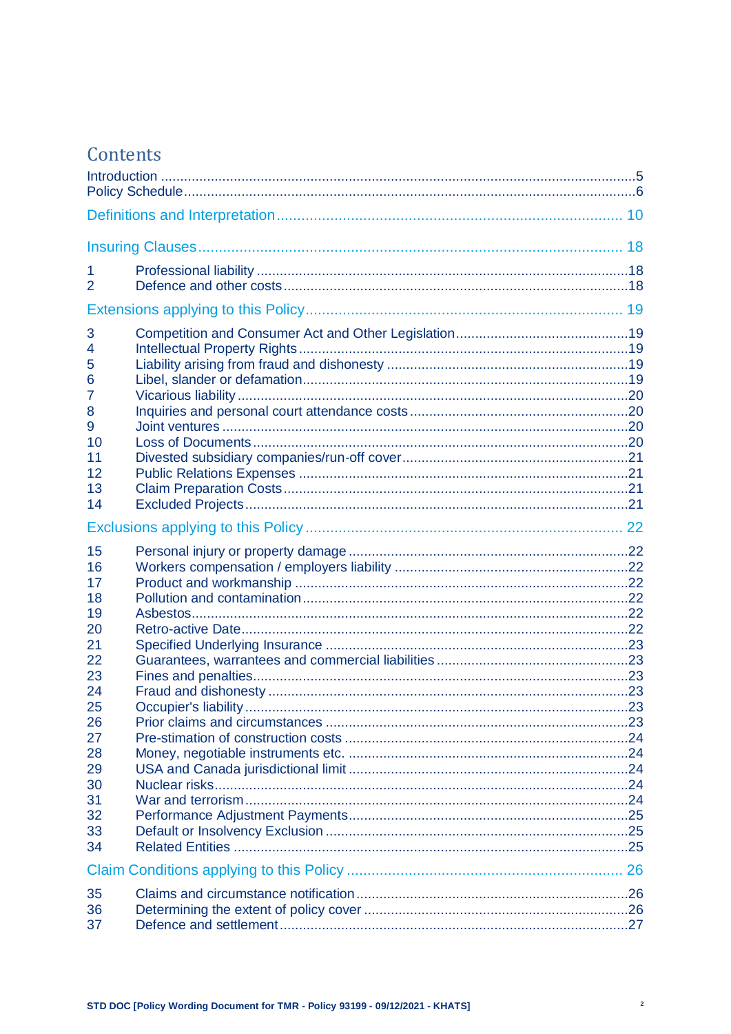# Contents

Introduction ....5
Policy Schedule ....6

## Definitions and Interpretation .... 10

## Insuring Clauses .... 18

1 Professional liability ....18
2 Defence and other costs ....18

## Extensions applying to this Policy .... 19

3 Competition and Consumer Act and Other Legislation ....19
4 Intellectual Property Rights ....19
5 Liability arising from fraud and dishonesty ....19
6 Libel, slander or defamation ....19
7 Vicarious liability ....20
8 Inquiries and personal court attendance costs ....20
9 Joint ventures ....20
10 Loss of Documents ....20
11 Divested subsidiary companies/run-off cover ....21
12 Public Relations Expenses ....21
13 Claim Preparation Costs ....21
14 Excluded Projects ....21

## Exclusions applying to this Policy .... 22

15 Personal injury or property damage ....22
16 Workers compensation / employers liability ....22
17 Product and workmanship ....22
18 Pollution and contamination ....22
19 Asbestos ....22
20 Retro-active Date ....22
21 Specified Underlying Insurance ....23
22 Guarantees, warrantees and commercial liabilities ....23
23 Fines and penalties ....23
24 Fraud and dishonesty ....23
25 Occupier's liability ....23
26 Prior claims and circumstances ....23
27 Pre-stimation of construction costs ....24
28 Money, negotiable instruments etc. ....24
29 USA and Canada jurisdictional limit ....24
30 Nuclear risks ....24
31 War and terrorism ....24
32 Performance Adjustment Payments ....25
33 Default or Insolvency Exclusion ....25
34 Related Entities ....25

## Claim Conditions applying to this Policy .... 26

35 Claims and circumstance notification ....26
36 Determining the extent of policy cover ....26
37 Defence and settlement ....27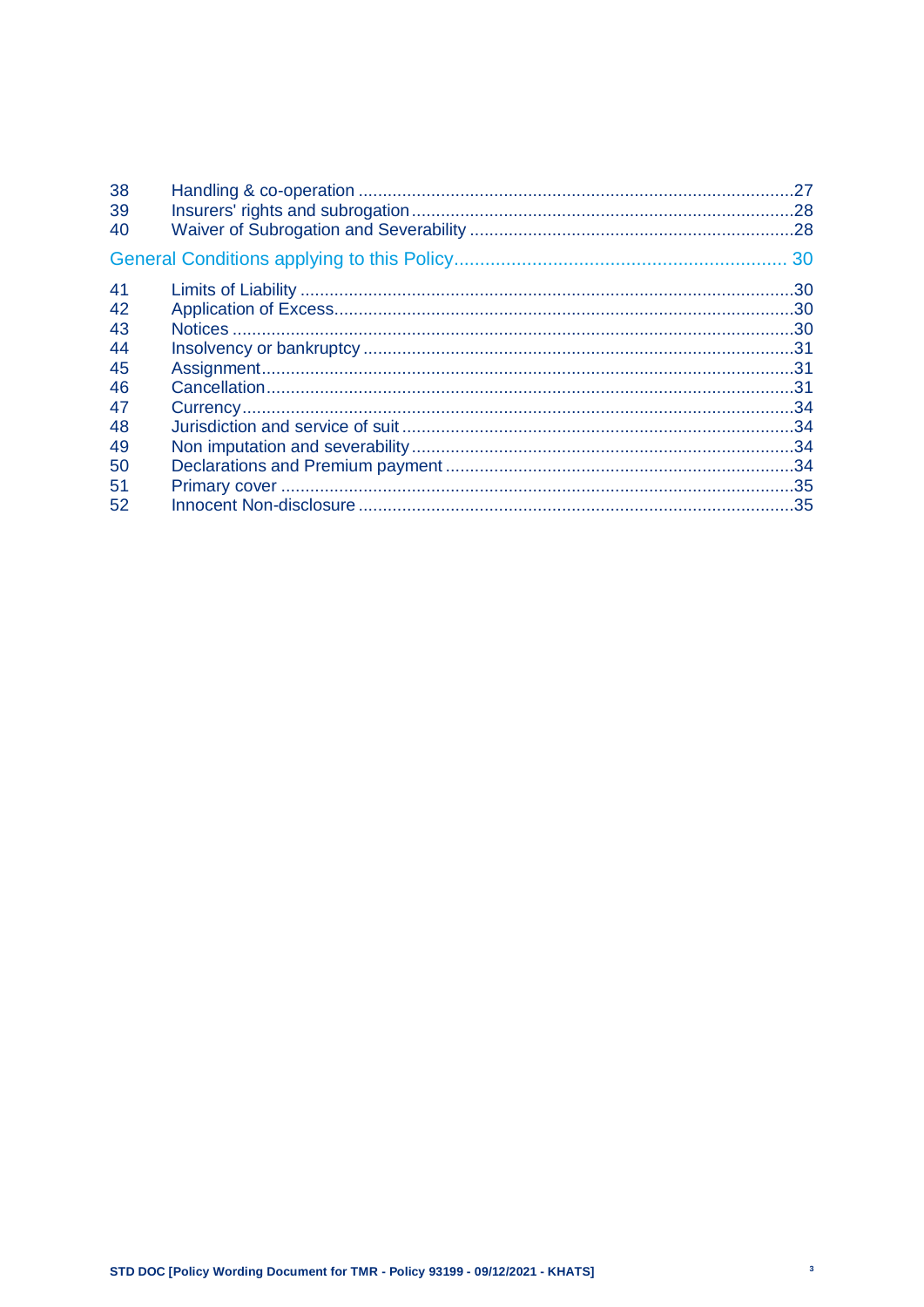| | | |
|---|---|---|
| 38 | Handling & co-operation | 27 |
| 39 | Insurers' rights and subrogation | 28 |
| 40 | Waiver of Subrogation and Severability | 28 |

General Conditions applying to this Policy ................................................................ 30

| | | |
|---|---|---|
| 41 | Limits of Liability | 30 |
| 42 | Application of Excess | 30 |
| 43 | Notices | 30 |
| 44 | Insolvency or bankruptcy | 31 |
| 45 | Assignment | 31 |
| 46 | Cancellation | 31 |
| 47 | Currency | 34 |
| 48 | Jurisdiction and service of suit | 34 |
| 49 | Non imputation and severability | 34 |
| 50 | Declarations and Premium payment | 34 |
| 51 | Primary cover | 35 |
| 52 | Innocent Non-disclosure | 35 |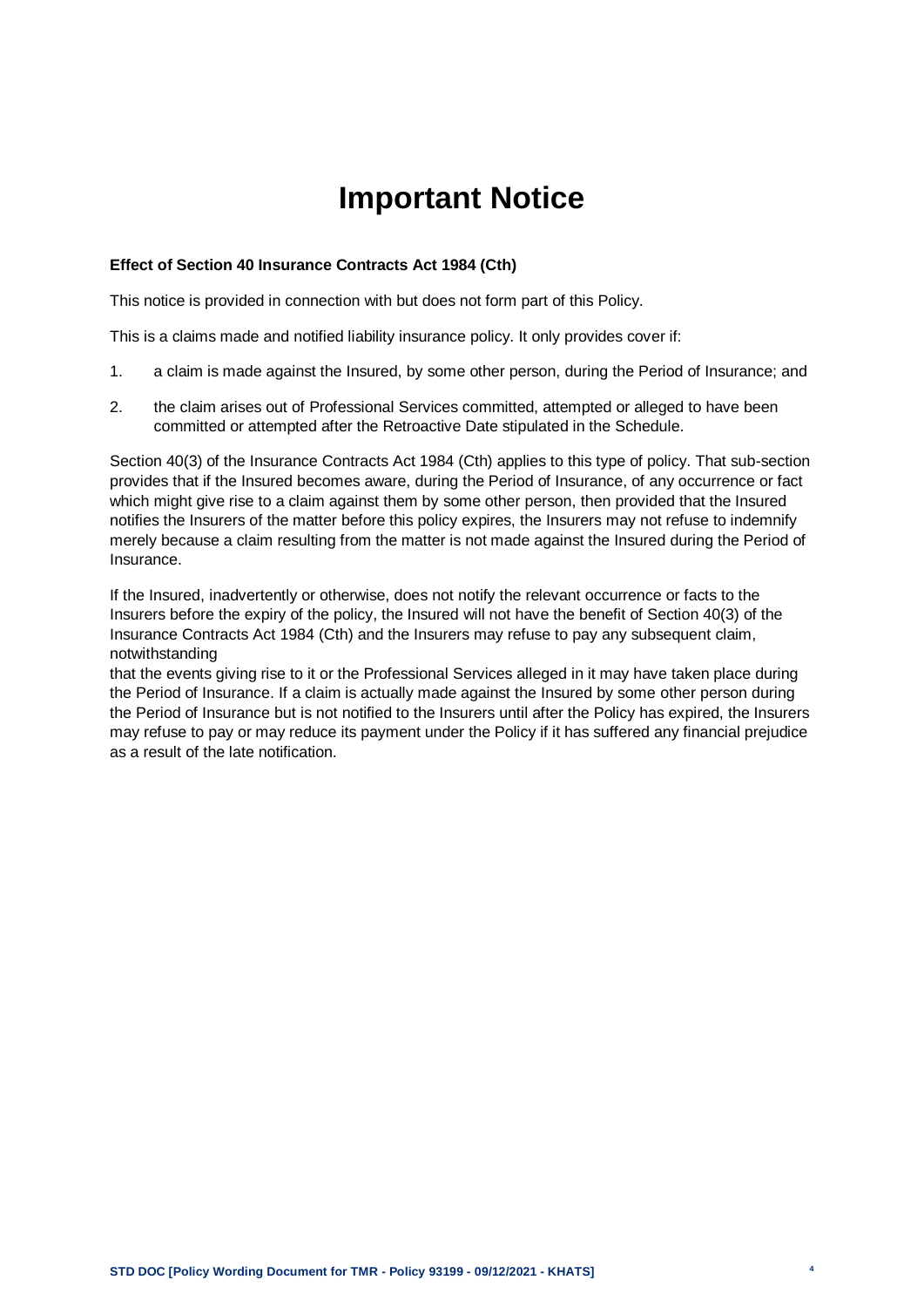# Important Notice

**Effect of Section 40 Insurance Contracts Act 1984 (Cth)**

This notice is provided in connection with but does not form part of this Policy.

This is a claims made and notified liability insurance policy. It only provides cover if:

1. a claim is made against the Insured, by some other person, during the Period of Insurance; and

2. the claim arises out of Professional Services committed, attempted or alleged to have been committed or attempted after the Retroactive Date stipulated in the Schedule.

Section 40(3) of the Insurance Contracts Act 1984 (Cth) applies to this type of policy. That sub-section provides that if the Insured becomes aware, during the Period of Insurance, of any occurrence or fact which might give rise to a claim against them by some other person, then provided that the Insured notifies the Insurers of the matter before this policy expires, the Insurers may not refuse to indemnify merely because a claim resulting from the matter is not made against the Insured during the Period of Insurance.

If the Insured, inadvertently or otherwise, does not notify the relevant occurrence or facts to the Insurers before the expiry of the policy, the Insured will not have the benefit of Section 40(3) of the Insurance Contracts Act 1984 (Cth) and the Insurers may refuse to pay any subsequent claim, notwithstanding that the events giving rise to it or the Professional Services alleged in it may have taken place during the Period of Insurance. If a claim is actually made against the Insured by some other person during the Period of Insurance but is not notified to the Insurers until after the Policy has expired, the Insurers may refuse to pay or may reduce its payment under the Policy if it has suffered any financial prejudice as a result of the late notification.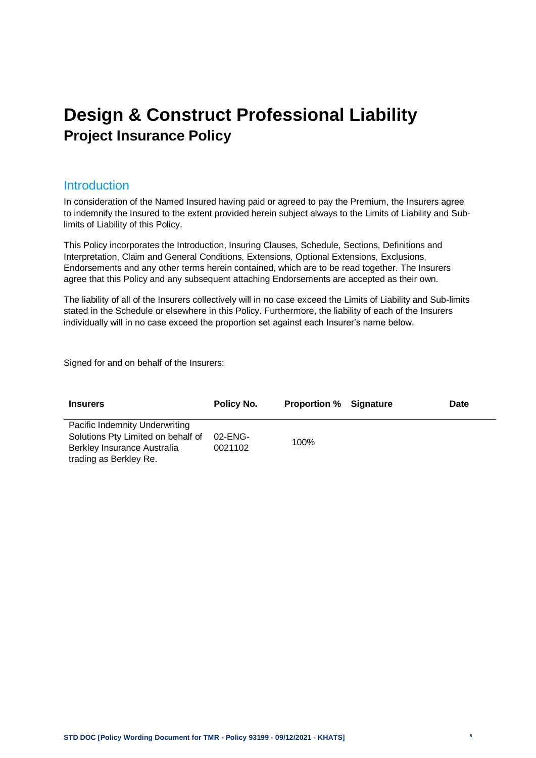# Design & Construct Professional Liability

## Project Insurance Policy

### Introduction

In consideration of the Named Insured having paid or agreed to pay the Premium, the Insurers agree to indemnify the Insured to the extent provided herein subject always to the Limits of Liability and Sub-limits of Liability of this Policy.

This Policy incorporates the Introduction, Insuring Clauses, Schedule, Sections, Definitions and Interpretation, Claim and General Conditions, Extensions, Optional Extensions, Exclusions, Endorsements and any other terms herein contained, which are to be read together. The Insurers agree that this Policy and any subsequent attaching Endorsements are accepted as their own.

The liability of all of the Insurers collectively will in no case exceed the Limits of Liability and Sub-limits stated in the Schedule or elsewhere in this Policy. Furthermore, the liability of each of the Insurers individually will in no case exceed the proportion set against each Insurer's name below.

Signed for and on behalf of the Insurers:

| Insurers | Policy No. | Proportion % | Signature | Date |
|---|---|---|---|---|
| Pacific Indemnity Underwriting Solutions Pty Limited on behalf of Berkley Insurance Australia trading as Berkley Re. | 02-ENG-0021102 | 100% | | |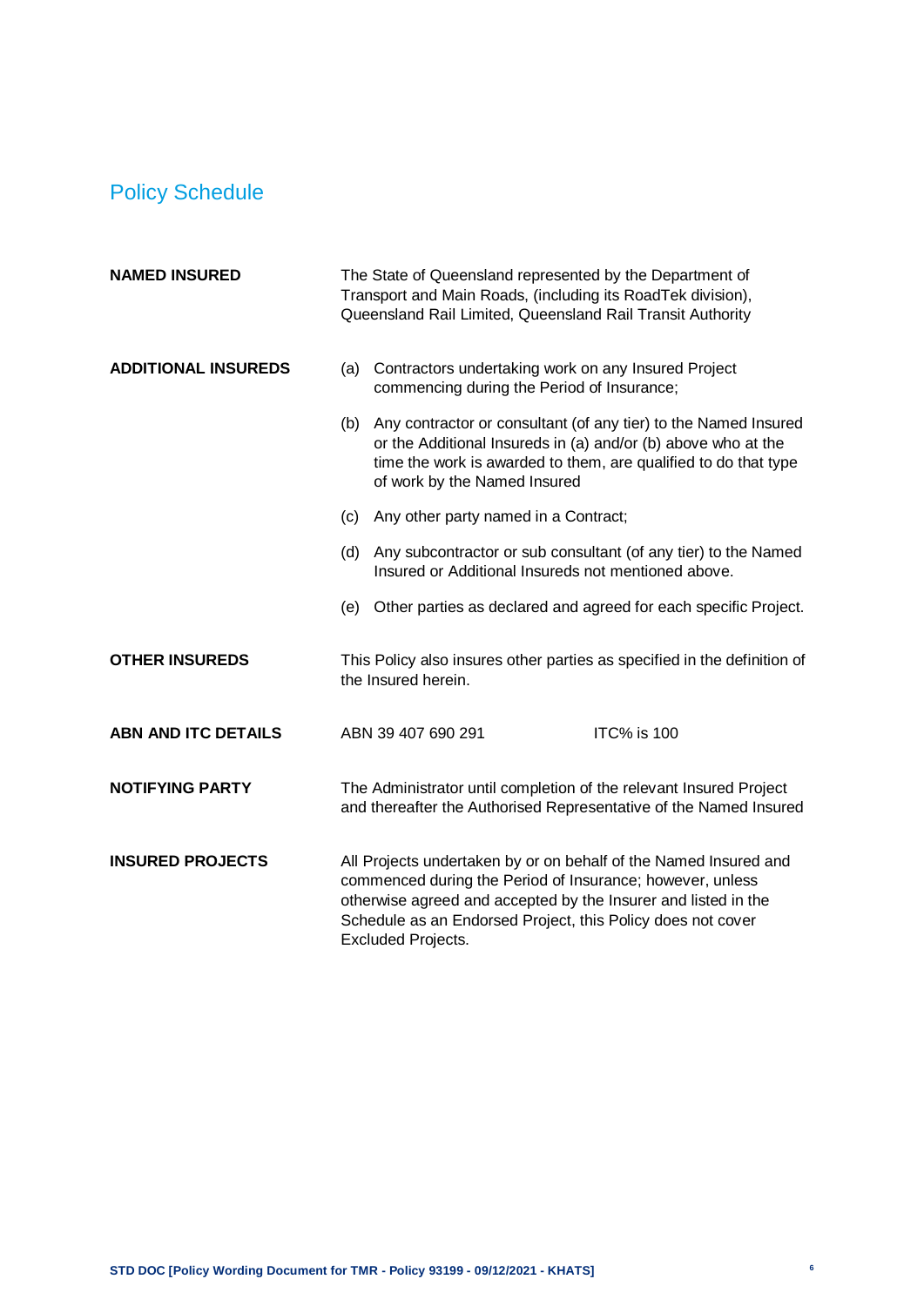## Policy Schedule

| | |
|---|---|
| **NAMED INSURED** | The State of Queensland represented by the Department of Transport and Main Roads, (including its RoadTek division), Queensland Rail Limited, Queensland Rail Transit Authority |
| **ADDITIONAL INSUREDS** | (a) Contractors undertaking work on any Insured Project commencing during the Period of Insurance;<br>(b) Any contractor or consultant (of any tier) to the Named Insured or the Additional Insureds in (a) and/or (b) above who at the time the work is awarded to them, are qualified to do that type of work by the Named Insured<br>(c) Any other party named in a Contract;<br>(d) Any subcontractor or sub consultant (of any tier) to the Named Insured or Additional Insureds not mentioned above.<br>(e) Other parties as declared and agreed for each specific Project. |
| **OTHER INSUREDS** | This Policy also insures other parties as specified in the definition of the Insured herein. |
| **ABN AND ITC DETAILS** | ABN 39 407 690 291 ITC% is 100 |
| **NOTIFYING PARTY** | The Administrator until completion of the relevant Insured Project and thereafter the Authorised Representative of the Named Insured |
| **INSURED PROJECTS** | All Projects undertaken by or on behalf of the Named Insured and commenced during the Period of Insurance; however, unless otherwise agreed and accepted by the Insurer and listed in the Schedule as an Endorsed Project, this Policy does not cover Excluded Projects. |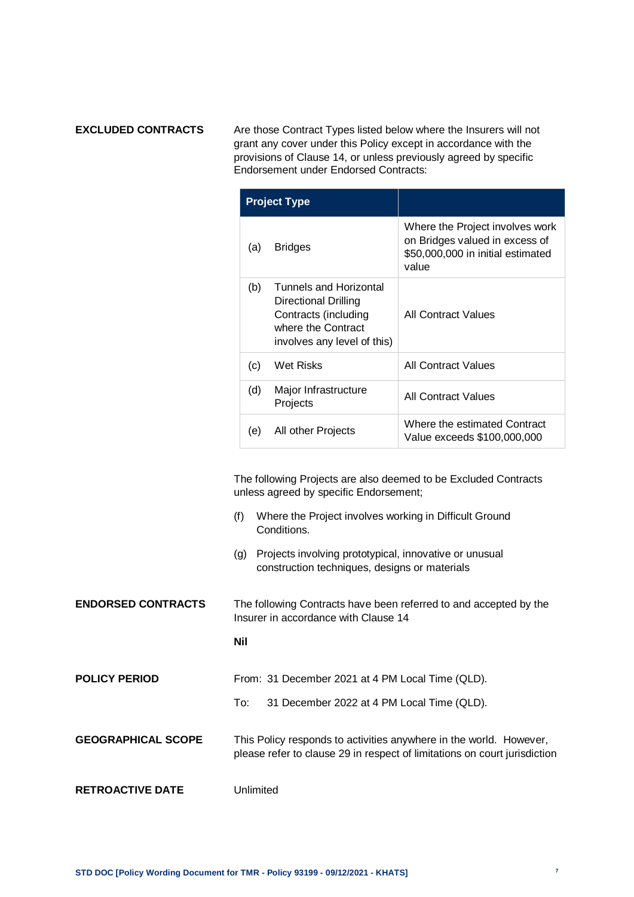**EXCLUDED CONTRACTS**

Are those Contract Types listed below where the Insurers will not grant any cover under this Policy except in accordance with the provisions of Clause 14, or unless previously agreed by specific Endorsement under Endorsed Contracts:

| Project Type | |
|---|---|
| (a) Bridges | Where the Project involves work on Bridges valued in excess of $50,000,000 in initial estimated value |
| (b) Tunnels and Horizontal Directional Drilling Contracts (including where the Contract involves any level of this) | All Contract Values |
| (c) Wet Risks | All Contract Values |
| (d) Major Infrastructure Projects | All Contract Values |
| (e) All other Projects | Where the estimated Contract Value exceeds $100,000,000 |

The following Projects are also deemed to be Excluded Contracts unless agreed by specific Endorsement;

(f) Where the Project involves working in Difficult Ground Conditions.

(g) Projects involving prototypical, innovative or unusual construction techniques, designs or materials

**ENDORSED CONTRACTS**

The following Contracts have been referred to and accepted by the Insurer in accordance with Clause 14

**Nil**

**POLICY PERIOD**

From: 31 December 2021 at 4 PM Local Time (QLD).

To: 31 December 2022 at 4 PM Local Time (QLD).

**GEOGRAPHICAL SCOPE**

This Policy responds to activities anywhere in the world. However, please refer to clause 29 in respect of limitations on court jurisdiction

**RETROACTIVE DATE**

Unlimited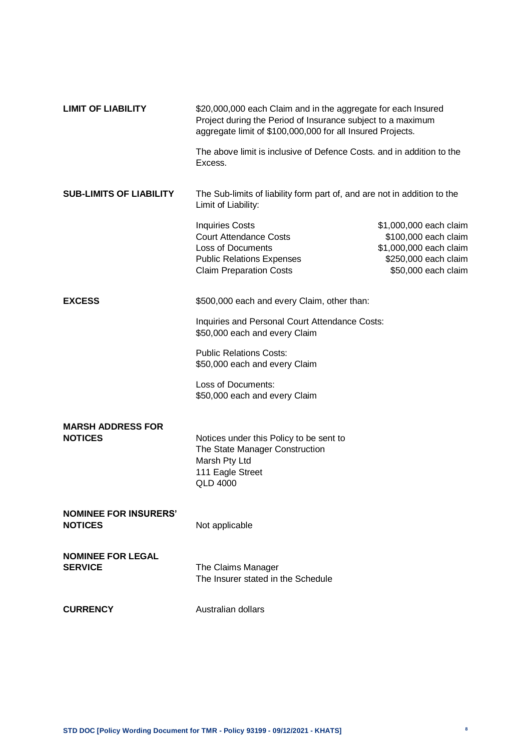**LIMIT OF LIABILITY**

$20,000,000 each Claim and in the aggregate for each Insured Project during the Period of Insurance subject to a maximum aggregate limit of $100,000,000 for all Insured Projects.

The above limit is inclusive of Defence Costs. and in addition to the Excess.

**SUB-LIMITS OF LIABILITY**

The Sub-limits of liability form part of, and are not in addition to the Limit of Liability:

| | |
|---|---|
| Inquiries Costs | $1,000,000 each claim |
| Court Attendance Costs | $100,000 each claim |
| Loss of Documents | $1,000,000 each claim |
| Public Relations Expenses | $250,000 each claim |
| Claim Preparation Costs | $50,000 each claim |

**EXCESS**

$500,000 each and every Claim, other than:

Inquiries and Personal Court Attendance Costs:
$50,000 each and every Claim

Public Relations Costs:
$50,000 each and every Claim

Loss of Documents:
$50,000 each and every Claim

**MARSH ADDRESS FOR NOTICES**

Notices under this Policy to be sent to
The State Manager Construction
Marsh Pty Ltd
111 Eagle Street
QLD 4000

**NOMINEE FOR INSURERS' NOTICES**

Not applicable

**NOMINEE FOR LEGAL SERVICE**

The Claims Manager
The Insurer stated in the Schedule

**CURRENCY**

Australian dollars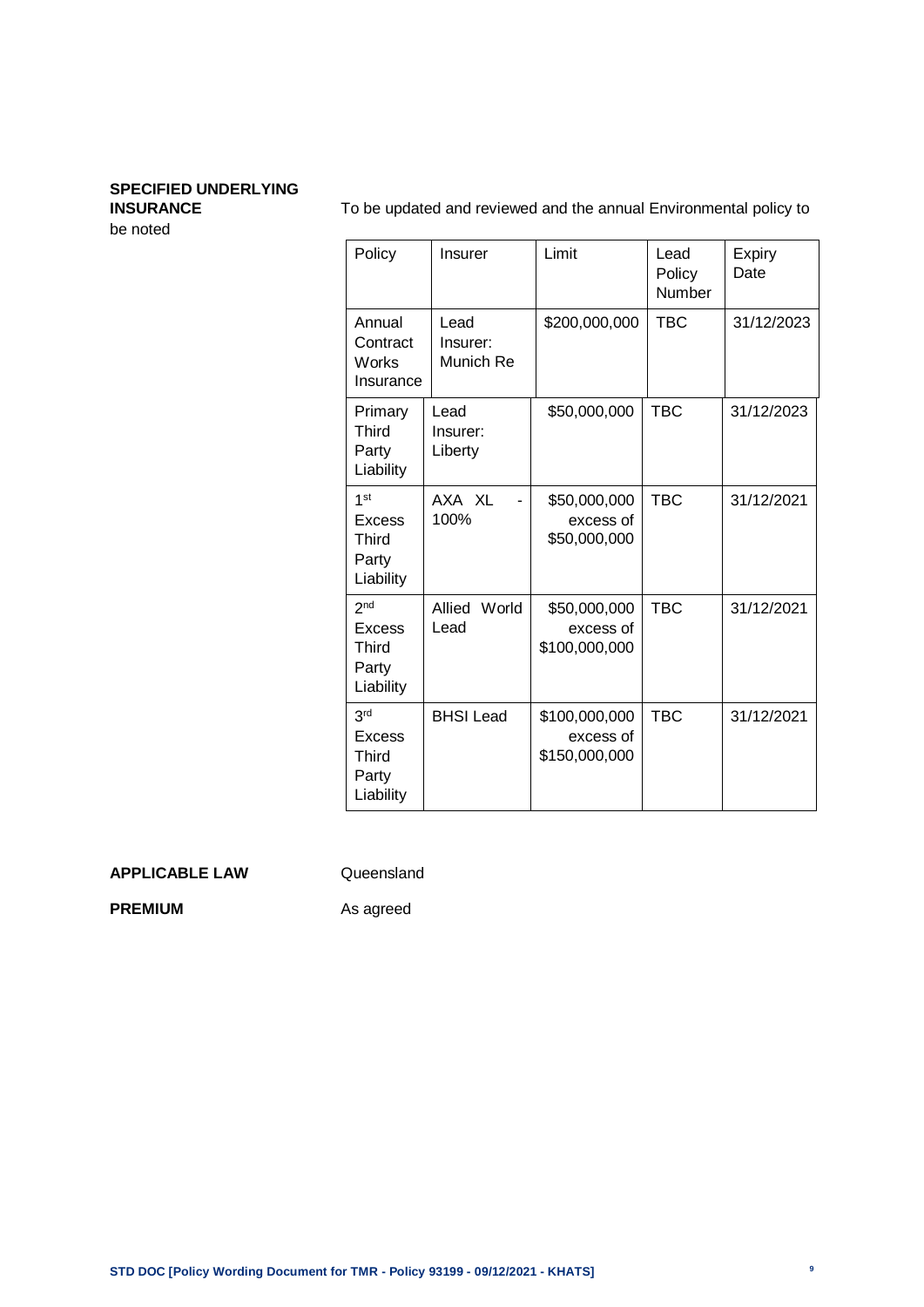**SPECIFIED UNDERLYING INSURANCE**

To be updated and reviewed and the annual Environmental policy to be noted

| Policy | Insurer | Limit | Lead Policy Number | Expiry Date |
|---|---|---|---|---|
| Annual Contract Works Insurance | Lead Insurer: Munich Re | $200,000,000 | TBC | 31/12/2023 |
| Primary Third Party Liability | Lead Insurer: Liberty | $50,000,000 | TBC | 31/12/2023 |
| 1st Excess Third Party Liability | AXA XL - 100% | $50,000,000 excess of $50,000,000 | TBC | 31/12/2021 |
| 2nd Excess Third Party Liability | Allied World Lead | $50,000,000 excess of $100,000,000 | TBC | 31/12/2021 |
| 3rd Excess Third Party Liability | BHSI Lead | $100,000,000 excess of $150,000,000 | TBC | 31/12/2021 |

**APPLICABLE LAW** Queensland

**PREMIUM** As agreed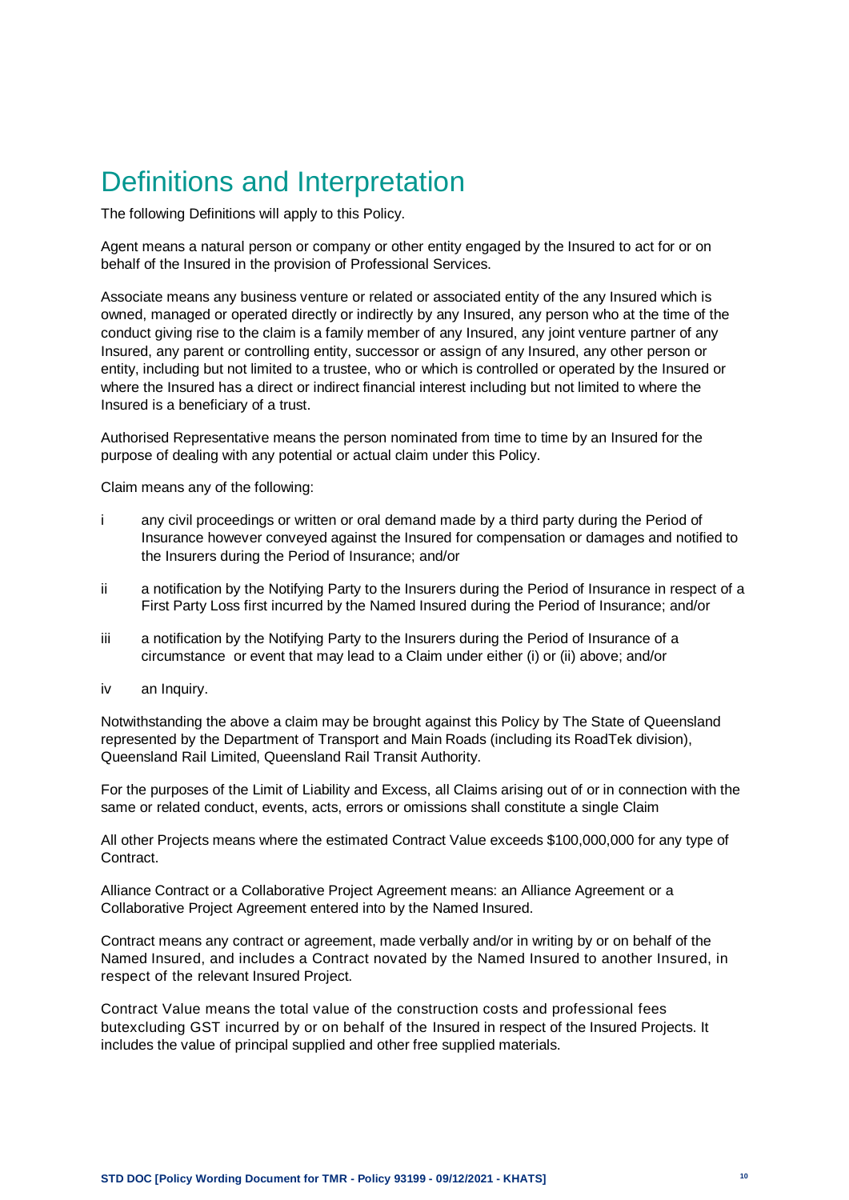# Definitions and Interpretation

The following Definitions will apply to this Policy.

Agent means a natural person or company or other entity engaged by the Insured to act for or on behalf of the Insured in the provision of Professional Services.

Associate means any business venture or related or associated entity of the any Insured which is owned, managed or operated directly or indirectly by any Insured, any person who at the time of the conduct giving rise to the claim is a family member of any Insured, any joint venture partner of any Insured, any parent or controlling entity, successor or assign of any Insured, any other person or entity, including but not limited to a trustee, who or which is controlled or operated by the Insured or where the Insured has a direct or indirect financial interest including but not limited to where the Insured is a beneficiary of a trust.

Authorised Representative means the person nominated from time to time by an Insured for the purpose of dealing with any potential or actual claim under this Policy.

Claim means any of the following:

i any civil proceedings or written or oral demand made by a third party during the Period of Insurance however conveyed against the Insured for compensation or damages and notified to the Insurers during the Period of Insurance; and/or

ii a notification by the Notifying Party to the Insurers during the Period of Insurance in respect of a First Party Loss first incurred by the Named Insured during the Period of Insurance; and/or

iii a notification by the Notifying Party to the Insurers during the Period of Insurance of a circumstance or event that may lead to a Claim under either (i) or (ii) above; and/or

iv an Inquiry.

Notwithstanding the above a claim may be brought against this Policy by The State of Queensland represented by the Department of Transport and Main Roads (including its RoadTek division), Queensland Rail Limited, Queensland Rail Transit Authority.

For the purposes of the Limit of Liability and Excess, all Claims arising out of or in connection with the same or related conduct, events, acts, errors or omissions shall constitute a single Claim

All other Projects means where the estimated Contract Value exceeds $100,000,000 for any type of Contract.

Alliance Contract or a Collaborative Project Agreement means: an Alliance Agreement or a Collaborative Project Agreement entered into by the Named Insured.

Contract means any contract or agreement, made verbally and/or in writing by or on behalf of the Named Insured, and includes a Contract novated by the Named Insured to another Insured, in respect of the relevant Insured Project.

Contract Value means the total value of the construction costs and professional fees butexcluding GST incurred by or on behalf of the Insured in respect of the Insured Projects. It includes the value of principal supplied and other free supplied materials.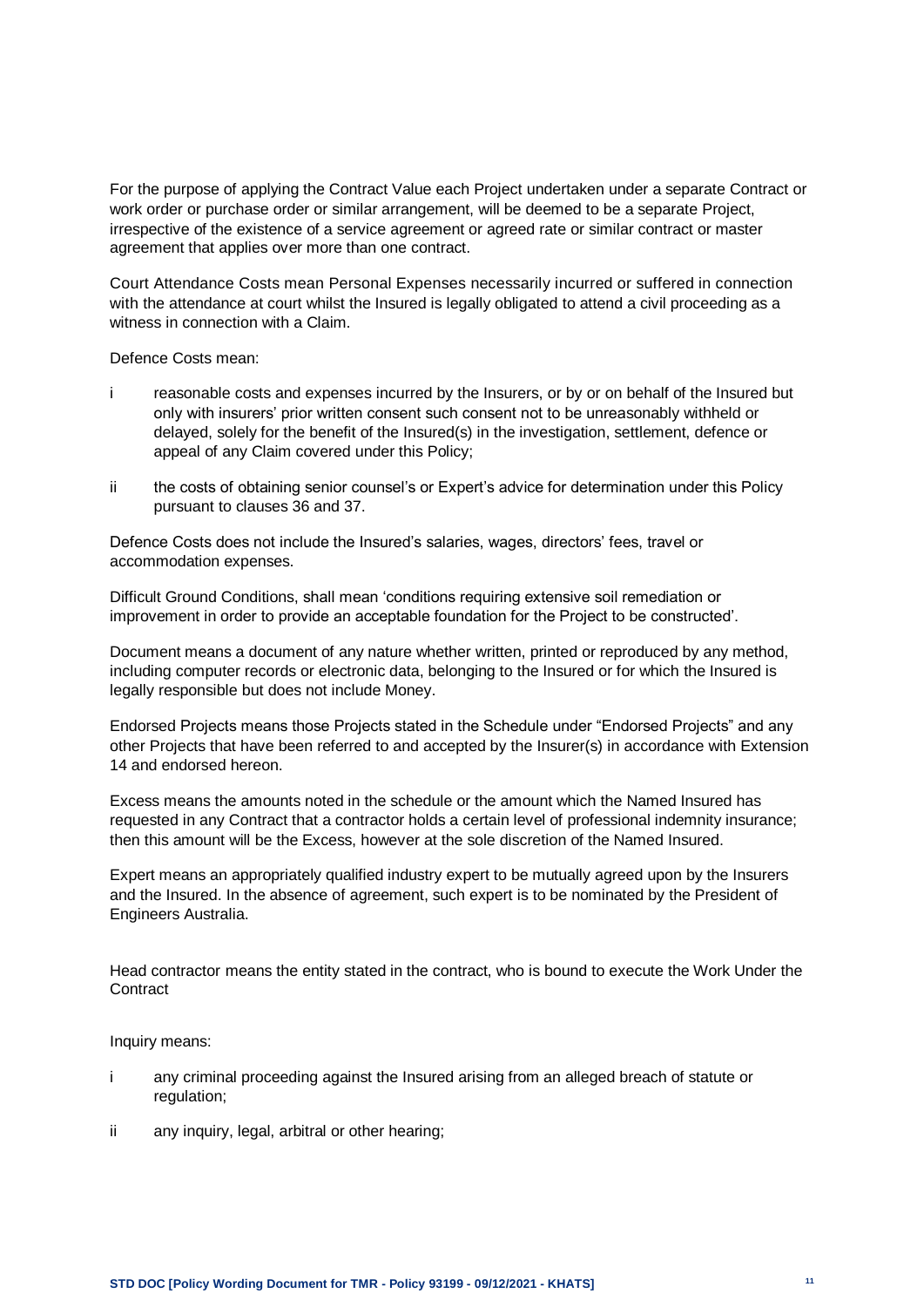For the purpose of applying the Contract Value each Project undertaken under a separate Contract or work order or purchase order or similar arrangement, will be deemed to be a separate Project, irrespective of the existence of a service agreement or agreed rate or similar contract or master agreement that applies over more than one contract.

Court Attendance Costs mean Personal Expenses necessarily incurred or suffered in connection with the attendance at court whilst the Insured is legally obligated to attend a civil proceeding as a witness in connection with a Claim.

Defence Costs mean:

i reasonable costs and expenses incurred by the Insurers, or by or on behalf of the Insured but only with insurers' prior written consent such consent not to be unreasonably withheld or delayed, solely for the benefit of the Insured(s) in the investigation, settlement, defence or appeal of any Claim covered under this Policy;

ii the costs of obtaining senior counsel's or Expert's advice for determination under this Policy pursuant to clauses 36 and 37.

Defence Costs does not include the Insured's salaries, wages, directors' fees, travel or accommodation expenses.

Difficult Ground Conditions, shall mean 'conditions requiring extensive soil remediation or improvement in order to provide an acceptable foundation for the Project to be constructed'.

Document means a document of any nature whether written, printed or reproduced by any method, including computer records or electronic data, belonging to the Insured or for which the Insured is legally responsible but does not include Money.

Endorsed Projects means those Projects stated in the Schedule under "Endorsed Projects" and any other Projects that have been referred to and accepted by the Insurer(s) in accordance with Extension 14 and endorsed hereon.

Excess means the amounts noted in the schedule or the amount which the Named Insured has requested in any Contract that a contractor holds a certain level of professional indemnity insurance; then this amount will be the Excess, however at the sole discretion of the Named Insured.

Expert means an appropriately qualified industry expert to be mutually agreed upon by the Insurers and the Insured. In the absence of agreement, such expert is to be nominated by the President of Engineers Australia.

Head contractor means the entity stated in the contract, who is bound to execute the Work Under the Contract

Inquiry means:

i any criminal proceeding against the Insured arising from an alleged breach of statute or regulation;

ii any inquiry, legal, arbitral or other hearing;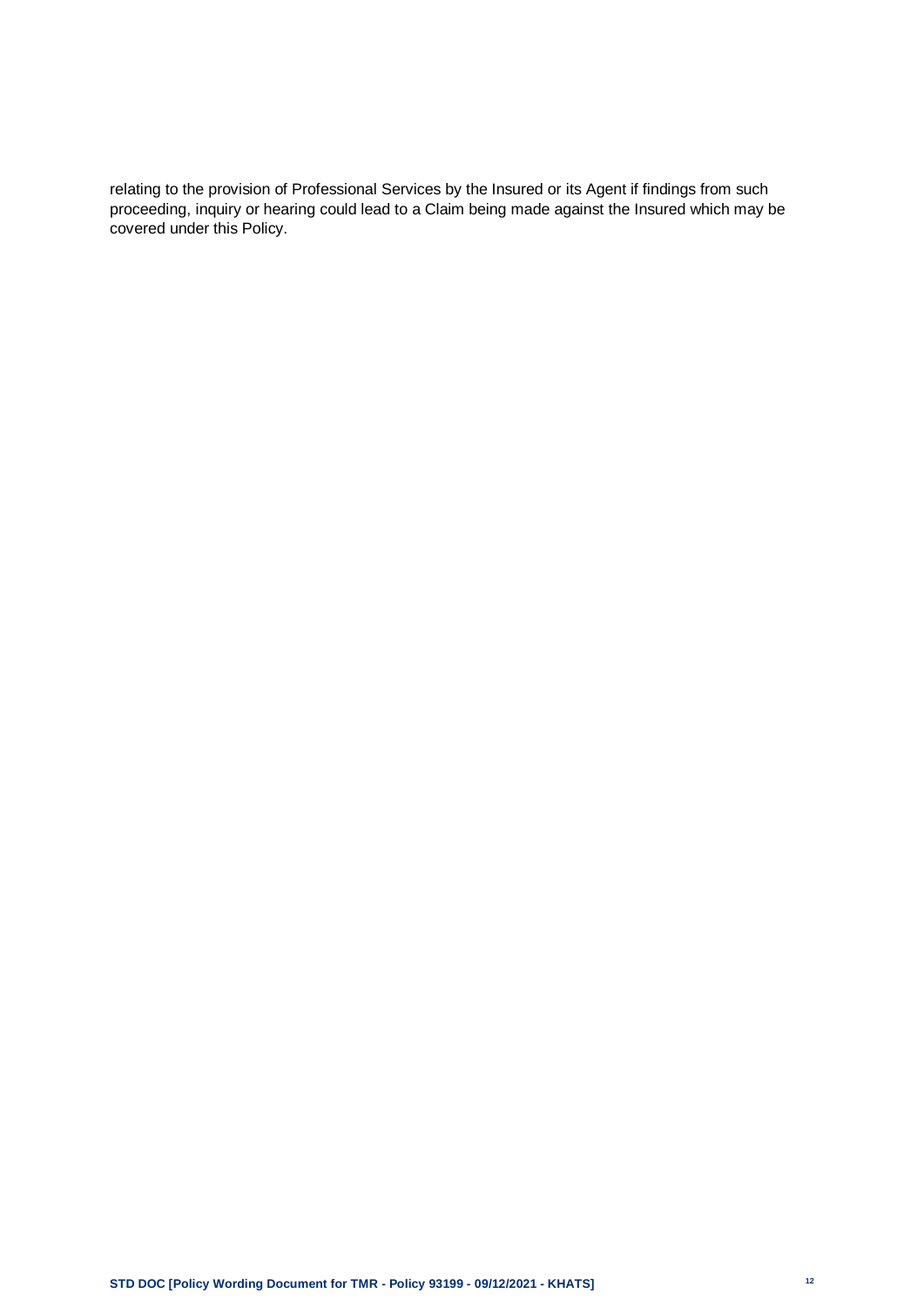relating to the provision of Professional Services by the Insured or its Agent if findings from such proceeding, inquiry or hearing could lead to a Claim being made against the Insured which may be covered under this Policy.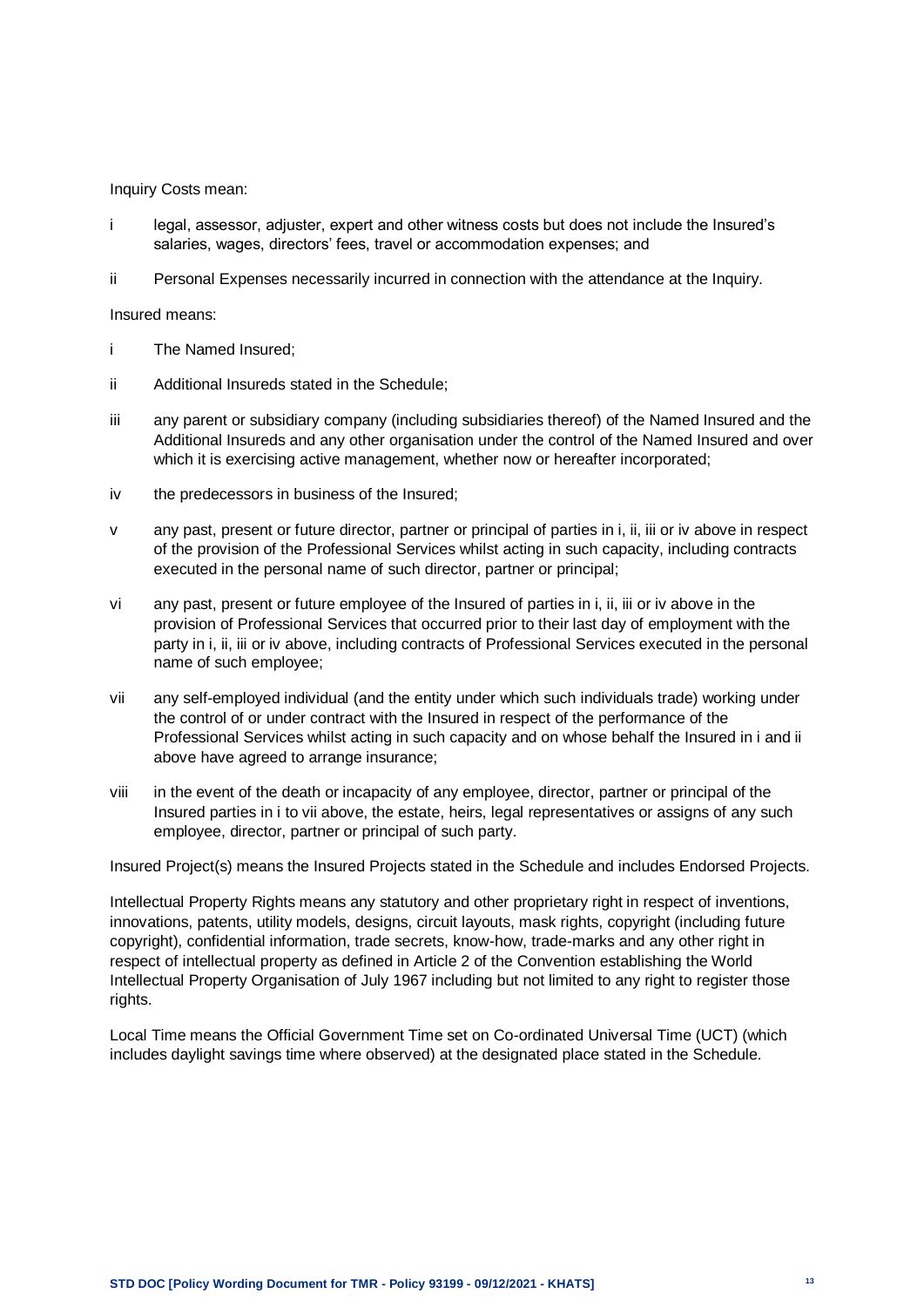Inquiry Costs mean:

i legal, assessor, adjuster, expert and other witness costs but does not include the Insured's salaries, wages, directors' fees, travel or accommodation expenses; and

ii Personal Expenses necessarily incurred in connection with the attendance at the Inquiry.

Insured means:

i The Named Insured;

ii Additional Insureds stated in the Schedule;

iii any parent or subsidiary company (including subsidiaries thereof) of the Named Insured and the Additional Insureds and any other organisation under the control of the Named Insured and over which it is exercising active management, whether now or hereafter incorporated;

iv the predecessors in business of the Insured;

v any past, present or future director, partner or principal of parties in i, ii, iii or iv above in respect of the provision of the Professional Services whilst acting in such capacity, including contracts executed in the personal name of such director, partner or principal;

vi any past, present or future employee of the Insured of parties in i, ii, iii or iv above in the provision of Professional Services that occurred prior to their last day of employment with the party in i, ii, iii or iv above, including contracts of Professional Services executed in the personal name of such employee;

vii any self-employed individual (and the entity under which such individuals trade) working under the control of or under contract with the Insured in respect of the performance of the Professional Services whilst acting in such capacity and on whose behalf the Insured in i and ii above have agreed to arrange insurance;

viii in the event of the death or incapacity of any employee, director, partner or principal of the Insured parties in i to vii above, the estate, heirs, legal representatives or assigns of any such employee, director, partner or principal of such party.

Insured Project(s) means the Insured Projects stated in the Schedule and includes Endorsed Projects.

Intellectual Property Rights means any statutory and other proprietary right in respect of inventions, innovations, patents, utility models, designs, circuit layouts, mask rights, copyright (including future copyright), confidential information, trade secrets, know-how, trade-marks and any other right in respect of intellectual property as defined in Article 2 of the Convention establishing the World Intellectual Property Organisation of July 1967 including but not limited to any right to register those rights.

Local Time means the Official Government Time set on Co-ordinated Universal Time (UCT) (which includes daylight savings time where observed) at the designated place stated in the Schedule.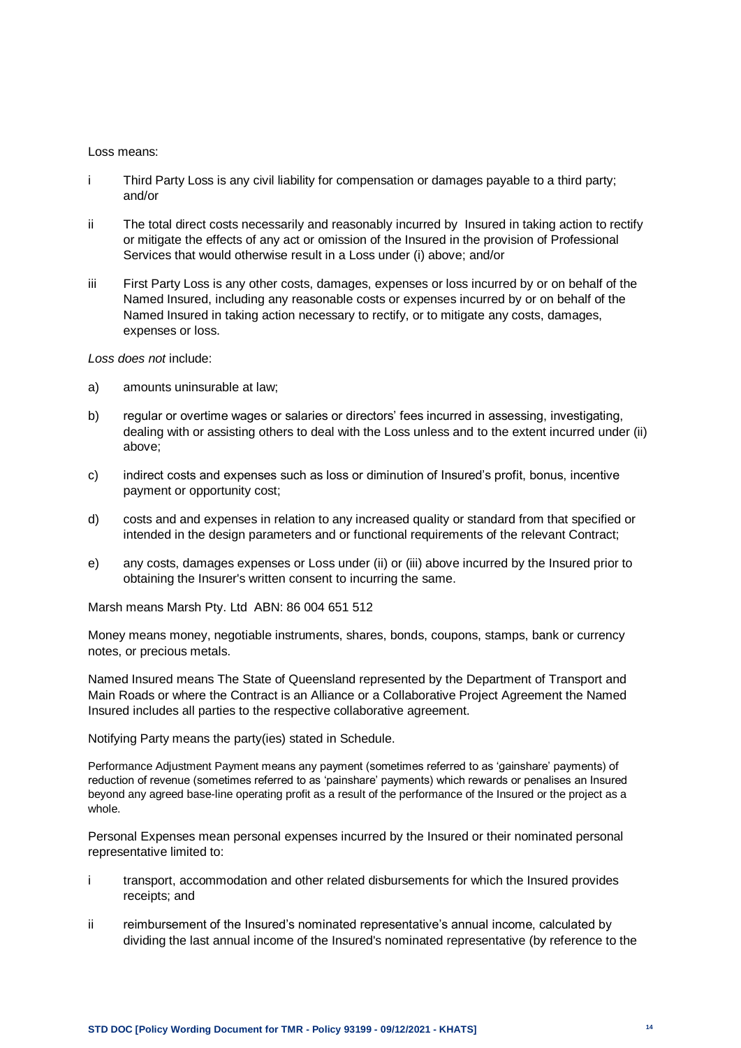Loss means:

i Third Party Loss is any civil liability for compensation or damages payable to a third party; and/or

ii The total direct costs necessarily and reasonably incurred by Insured in taking action to rectify or mitigate the effects of any act or omission of the Insured in the provision of Professional Services that would otherwise result in a Loss under (i) above; and/or

iii First Party Loss is any other costs, damages, expenses or loss incurred by or on behalf of the Named Insured, including any reasonable costs or expenses incurred by or on behalf of the Named Insured in taking action necessary to rectify, or to mitigate any costs, damages, expenses or loss.

*Loss does not* include:

a) amounts uninsurable at law;

b) regular or overtime wages or salaries or directors' fees incurred in assessing, investigating, dealing with or assisting others to deal with the Loss unless and to the extent incurred under (ii) above;

c) indirect costs and expenses such as loss or diminution of Insured's profit, bonus, incentive payment or opportunity cost;

d) costs and and expenses in relation to any increased quality or standard from that specified or intended in the design parameters and or functional requirements of the relevant Contract;

e) any costs, damages expenses or Loss under (ii) or (iii) above incurred by the Insured prior to obtaining the Insurer's written consent to incurring the same.

Marsh means Marsh Pty. Ltd ABN: 86 004 651 512

Money means money, negotiable instruments, shares, bonds, coupons, stamps, bank or currency notes, or precious metals.

Named Insured means The State of Queensland represented by the Department of Transport and Main Roads or where the Contract is an Alliance or a Collaborative Project Agreement the Named Insured includes all parties to the respective collaborative agreement.

Notifying Party means the party(ies) stated in Schedule.

Performance Adjustment Payment means any payment (sometimes referred to as 'gainshare' payments) of reduction of revenue (sometimes referred to as 'painshare' payments) which rewards or penalises an Insured beyond any agreed base-line operating profit as a result of the performance of the Insured or the project as a whole.

Personal Expenses mean personal expenses incurred by the Insured or their nominated personal representative limited to:

i transport, accommodation and other related disbursements for which the Insured provides receipts; and

ii reimbursement of the Insured's nominated representative's annual income, calculated by dividing the last annual income of the Insured's nominated representative (by reference to the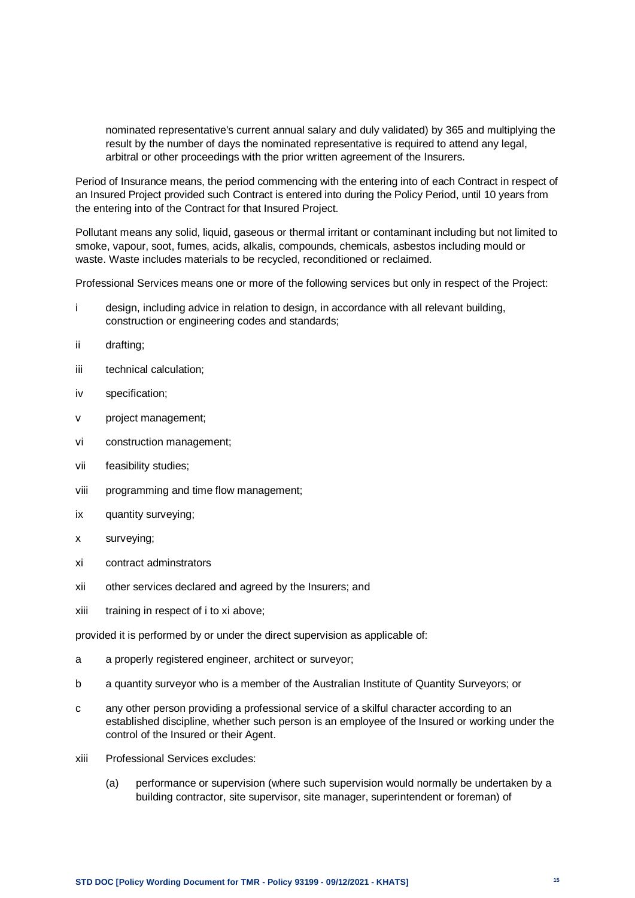nominated representative's current annual salary and duly validated) by 365 and multiplying the result by the number of days the nominated representative is required to attend any legal, arbitral or other proceedings with the prior written agreement of the Insurers.

Period of Insurance means, the period commencing with the entering into of each Contract in respect of an Insured Project provided such Contract is entered into during the Policy Period, until 10 years from the entering into of the Contract for that Insured Project.

Pollutant means any solid, liquid, gaseous or thermal irritant or contaminant including but not limited to smoke, vapour, soot, fumes, acids, alkalis, compounds, chemicals, asbestos including mould or waste. Waste includes materials to be recycled, reconditioned or reclaimed.

Professional Services means one or more of the following services but only in respect of the Project:

i design, including advice in relation to design, in accordance with all relevant building, construction or engineering codes and standards;

ii drafting;

iii technical calculation;

iv specification;

v project management;

vi construction management;

vii feasibility studies;

viii programming and time flow management;

ix quantity surveying;

x surveying;

xi contract adminstrators

xii other services declared and agreed by the Insurers; and

xiii training in respect of i to xi above;

provided it is performed by or under the direct supervision as applicable of:

a a properly registered engineer, architect or surveyor;

b a quantity surveyor who is a member of the Australian Institute of Quantity Surveyors; or

c any other person providing a professional service of a skilful character according to an established discipline, whether such person is an employee of the Insured or working under the control of the Insured or their Agent.

xiii Professional Services excludes:

(a) performance or supervision (where such supervision would normally be undertaken by a building contractor, site supervisor, site manager, superintendent or foreman) of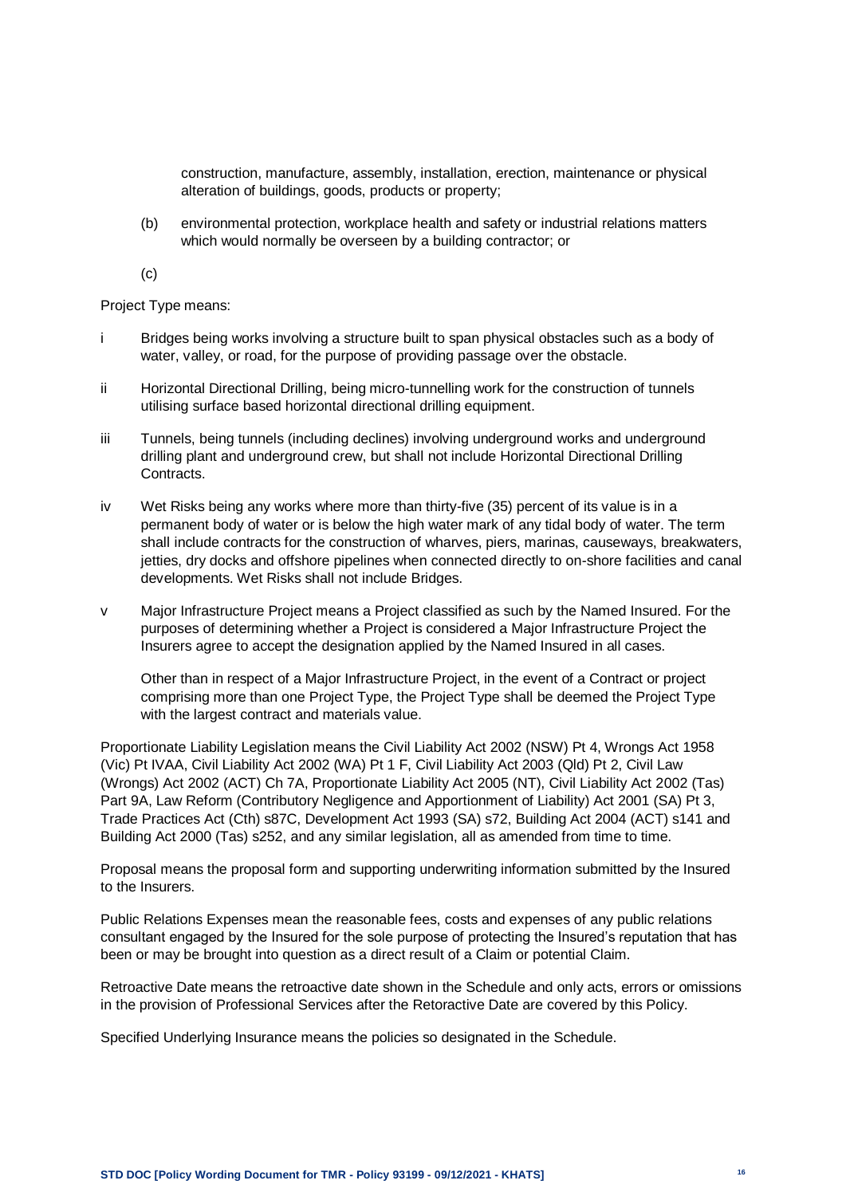construction, manufacture, assembly, installation, erection, maintenance or physical alteration of buildings, goods, products or property;

(b) environmental protection, workplace health and safety or industrial relations matters which would normally be overseen by a building contractor; or

(c)

Project Type means:

i Bridges being works involving a structure built to span physical obstacles such as a body of water, valley, or road, for the purpose of providing passage over the obstacle.

ii Horizontal Directional Drilling, being micro-tunnelling work for the construction of tunnels utilising surface based horizontal directional drilling equipment.

iii Tunnels, being tunnels (including declines) involving underground works and underground drilling plant and underground crew, but shall not include Horizontal Directional Drilling Contracts.

iv Wet Risks being any works where more than thirty-five (35) percent of its value is in a permanent body of water or is below the high water mark of any tidal body of water. The term shall include contracts for the construction of wharves, piers, marinas, causeways, breakwaters, jetties, dry docks and offshore pipelines when connected directly to on-shore facilities and canal developments. Wet Risks shall not include Bridges.

v Major Infrastructure Project means a Project classified as such by the Named Insured. For the purposes of determining whether a Project is considered a Major Infrastructure Project the Insurers agree to accept the designation applied by the Named Insured in all cases.

Other than in respect of a Major Infrastructure Project, in the event of a Contract or project comprising more than one Project Type, the Project Type shall be deemed the Project Type with the largest contract and materials value.

Proportionate Liability Legislation means the Civil Liability Act 2002 (NSW) Pt 4, Wrongs Act 1958 (Vic) Pt IVAA, Civil Liability Act 2002 (WA) Pt 1 F, Civil Liability Act 2003 (Qld) Pt 2, Civil Law (Wrongs) Act 2002 (ACT) Ch 7A, Proportionate Liability Act 2005 (NT), Civil Liability Act 2002 (Tas) Part 9A, Law Reform (Contributory Negligence and Apportionment of Liability) Act 2001 (SA) Pt 3, Trade Practices Act (Cth) s87C, Development Act 1993 (SA) s72, Building Act 2004 (ACT) s141 and Building Act 2000 (Tas) s252, and any similar legislation, all as amended from time to time.

Proposal means the proposal form and supporting underwriting information submitted by the Insured to the Insurers.

Public Relations Expenses mean the reasonable fees, costs and expenses of any public relations consultant engaged by the Insured for the sole purpose of protecting the Insured's reputation that has been or may be brought into question as a direct result of a Claim or potential Claim.

Retroactive Date means the retroactive date shown in the Schedule and only acts, errors or omissions in the provision of Professional Services after the Retoractive Date are covered by this Policy.

Specified Underlying Insurance means the policies so designated in the Schedule.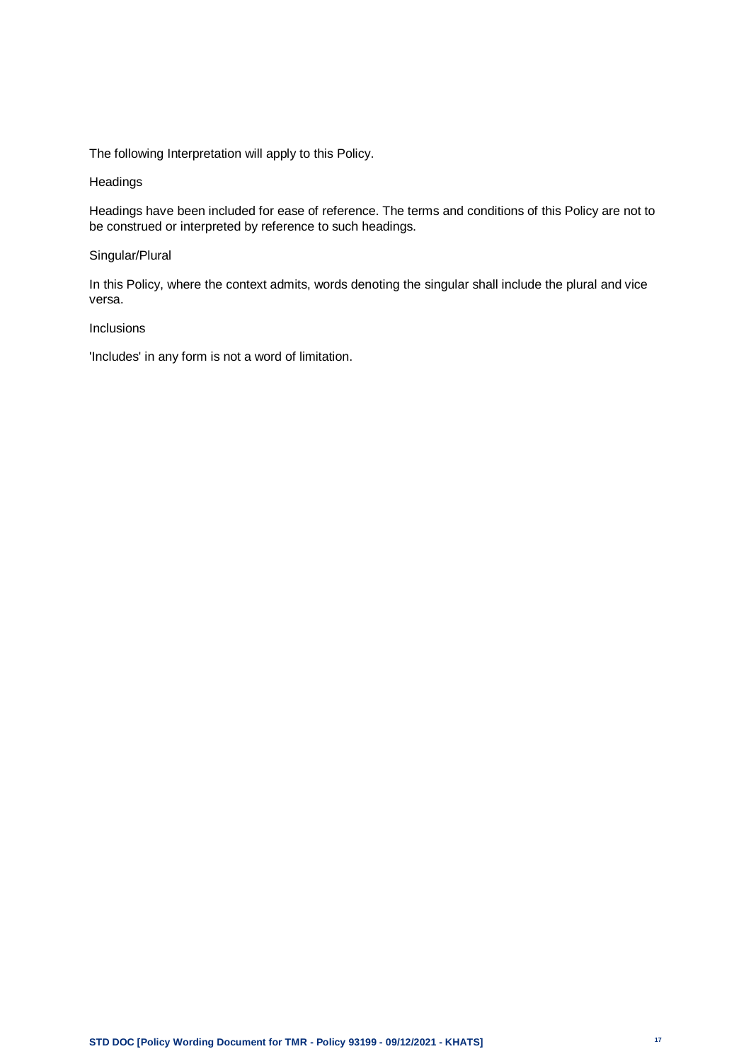The following Interpretation will apply to this Policy.

Headings

Headings have been included for ease of reference. The terms and conditions of this Policy are not to be construed or interpreted by reference to such headings.

Singular/Plural

In this Policy, where the context admits, words denoting the singular shall include the plural and vice versa.

Inclusions

'Includes' in any form is not a word of limitation.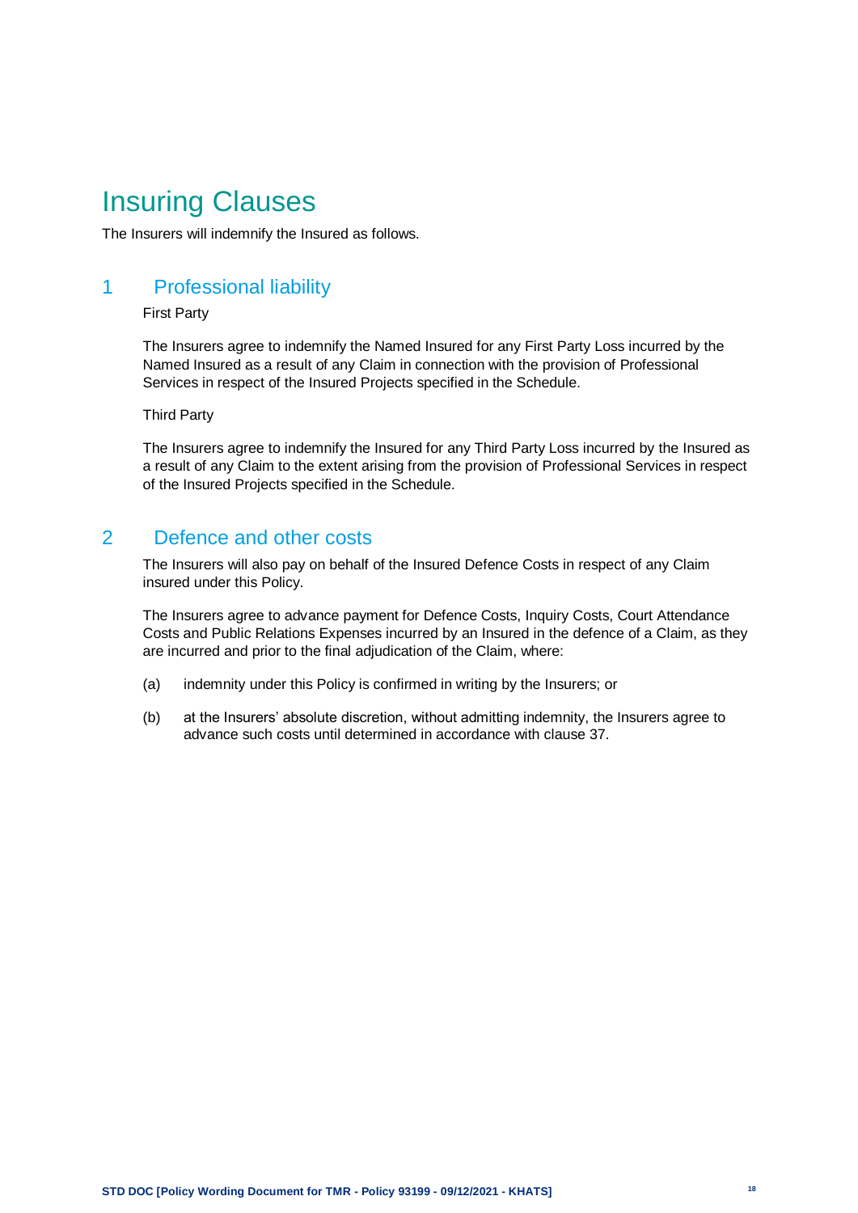# Insuring Clauses

The Insurers will indemnify the Insured as follows.

## 1 Professional liability

First Party

The Insurers agree to indemnify the Named Insured for any First Party Loss incurred by the Named Insured as a result of any Claim in connection with the provision of Professional Services in respect of the Insured Projects specified in the Schedule.

Third Party

The Insurers agree to indemnify the Insured for any Third Party Loss incurred by the Insured as a result of any Claim to the extent arising from the provision of Professional Services in respect of the Insured Projects specified in the Schedule.

## 2 Defence and other costs

The Insurers will also pay on behalf of the Insured Defence Costs in respect of any Claim insured under this Policy.

The Insurers agree to advance payment for Defence Costs, Inquiry Costs, Court Attendance Costs and Public Relations Expenses incurred by an Insured in the defence of a Claim, as they are incurred and prior to the final adjudication of the Claim, where:

(a) indemnity under this Policy is confirmed in writing by the Insurers; or

(b) at the Insurers' absolute discretion, without admitting indemnity, the Insurers agree to advance such costs until determined in accordance with clause 37.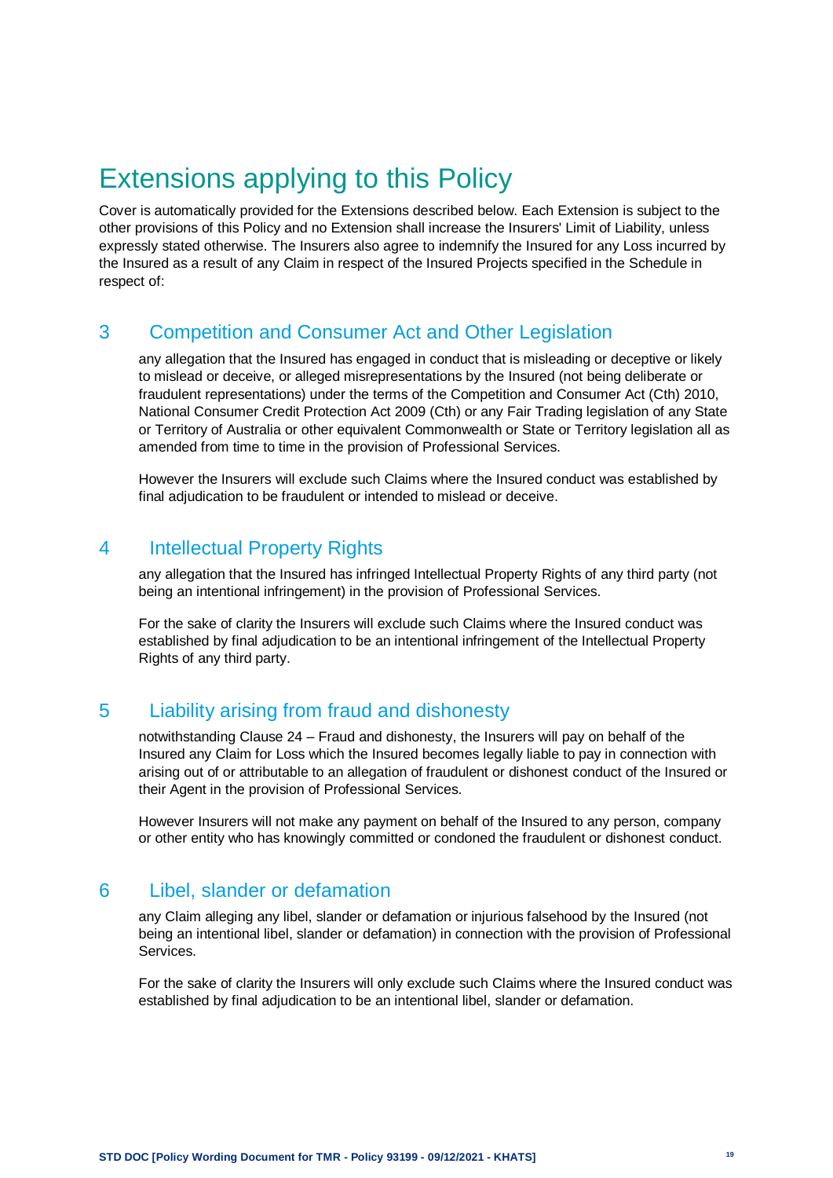# Extensions applying to this Policy

Cover is automatically provided for the Extensions described below. Each Extension is subject to the other provisions of this Policy and no Extension shall increase the Insurers' Limit of Liability, unless expressly stated otherwise. The Insurers also agree to indemnify the Insured for any Loss incurred by the Insured as a result of any Claim in respect of the Insured Projects specified in the Schedule in respect of:

## 3 Competition and Consumer Act and Other Legislation

any allegation that the Insured has engaged in conduct that is misleading or deceptive or likely to mislead or deceive, or alleged misrepresentations by the Insured (not being deliberate or fraudulent representations) under the terms of the Competition and Consumer Act (Cth) 2010, National Consumer Credit Protection Act 2009 (Cth) or any Fair Trading legislation of any State or Territory of Australia or other equivalent Commonwealth or State or Territory legislation all as amended from time to time in the provision of Professional Services.

However the Insurers will exclude such Claims where the Insured conduct was established by final adjudication to be fraudulent or intended to mislead or deceive.

## 4 Intellectual Property Rights

any allegation that the Insured has infringed Intellectual Property Rights of any third party (not being an intentional infringement) in the provision of Professional Services.

For the sake of clarity the Insurers will exclude such Claims where the Insured conduct was established by final adjudication to be an intentional infringement of the Intellectual Property Rights of any third party.

## 5 Liability arising from fraud and dishonesty

notwithstanding Clause 24 – Fraud and dishonesty, the Insurers will pay on behalf of the Insured any Claim for Loss which the Insured becomes legally liable to pay in connection with arising out of or attributable to an allegation of fraudulent or dishonest conduct of the Insured or their Agent in the provision of Professional Services.

However Insurers will not make any payment on behalf of the Insured to any person, company or other entity who has knowingly committed or condoned the fraudulent or dishonest conduct.

## 6 Libel, slander or defamation

any Claim alleging any libel, slander or defamation or injurious falsehood by the Insured (not being an intentional libel, slander or defamation) in connection with the provision of Professional Services.

For the sake of clarity the Insurers will only exclude such Claims where the Insured conduct was established by final adjudication to be an intentional libel, slander or defamation.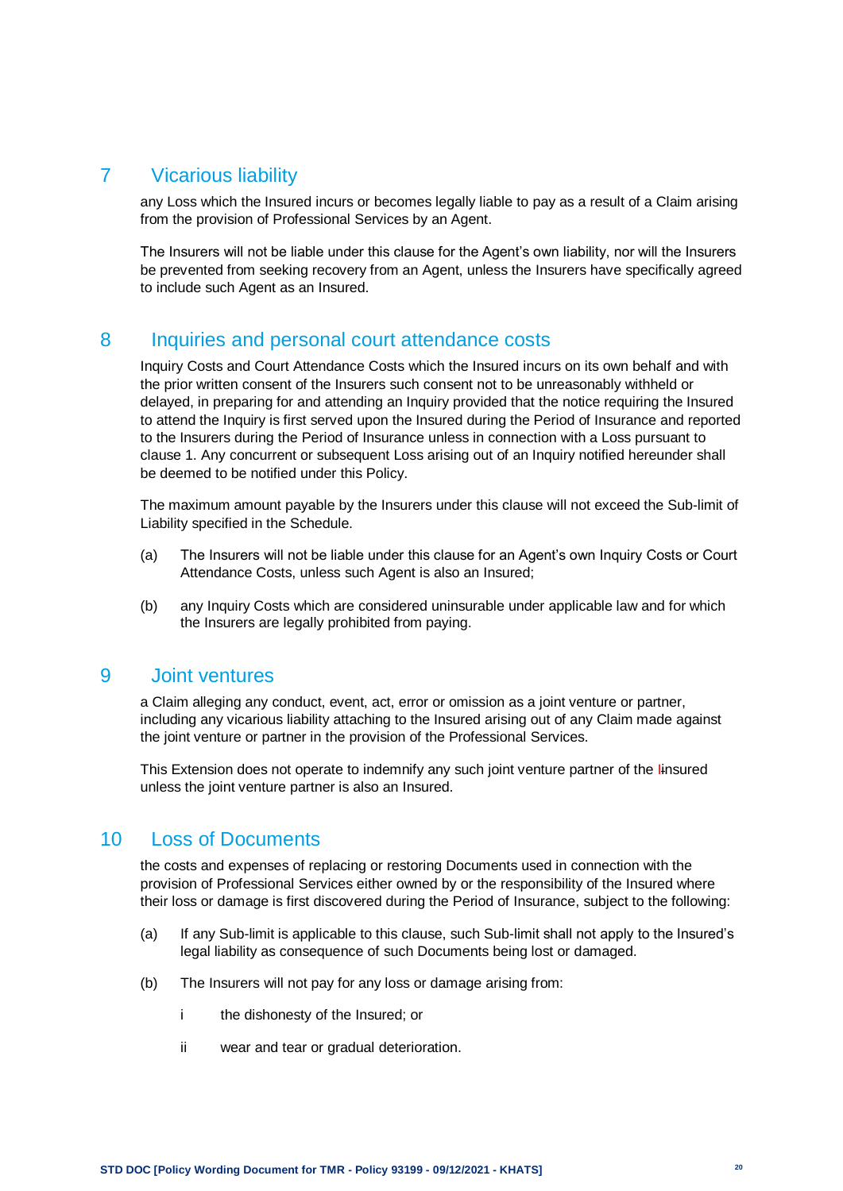## 7 Vicarious liability

any Loss which the Insured incurs or becomes legally liable to pay as a result of a Claim arising from the provision of Professional Services by an Agent.

The Insurers will not be liable under this clause for the Agent's own liability, nor will the Insurers be prevented from seeking recovery from an Agent, unless the Insurers have specifically agreed to include such Agent as an Insured.

## 8 Inquiries and personal court attendance costs

Inquiry Costs and Court Attendance Costs which the Insured incurs on its own behalf and with the prior written consent of the Insurers such consent not to be unreasonably withheld or delayed, in preparing for and attending an Inquiry provided that the notice requiring the Insured to attend the Inquiry is first served upon the Insured during the Period of Insurance and reported to the Insurers during the Period of Insurance unless in connection with a Loss pursuant to clause 1. Any concurrent or subsequent Loss arising out of an Inquiry notified hereunder shall be deemed to be notified under this Policy.

The maximum amount payable by the Insurers under this clause will not exceed the Sub-limit of Liability specified in the Schedule.

(a) The Insurers will not be liable under this clause for an Agent's own Inquiry Costs or Court Attendance Costs, unless such Agent is also an Insured;

(b) any Inquiry Costs which are considered uninsurable under applicable law and for which the Insurers are legally prohibited from paying.

## 9 Joint ventures

a Claim alleging any conduct, event, act, error or omission as a joint venture or partner, including any vicarious liability attaching to the Insured arising out of any Claim made against the joint venture or partner in the provision of the Professional Services.

This Extension does not operate to indemnify any such joint venture partner of the Iinsured unless the joint venture partner is also an Insured.

## 10 Loss of Documents

the costs and expenses of replacing or restoring Documents used in connection with the provision of Professional Services either owned by or the responsibility of the Insured where their loss or damage is first discovered during the Period of Insurance, subject to the following:

(a) If any Sub-limit is applicable to this clause, such Sub-limit shall not apply to the Insured's legal liability as consequence of such Documents being lost or damaged.

(b) The Insurers will not pay for any loss or damage arising from:

  i the dishonesty of the Insured; or

  ii wear and tear or gradual deterioration.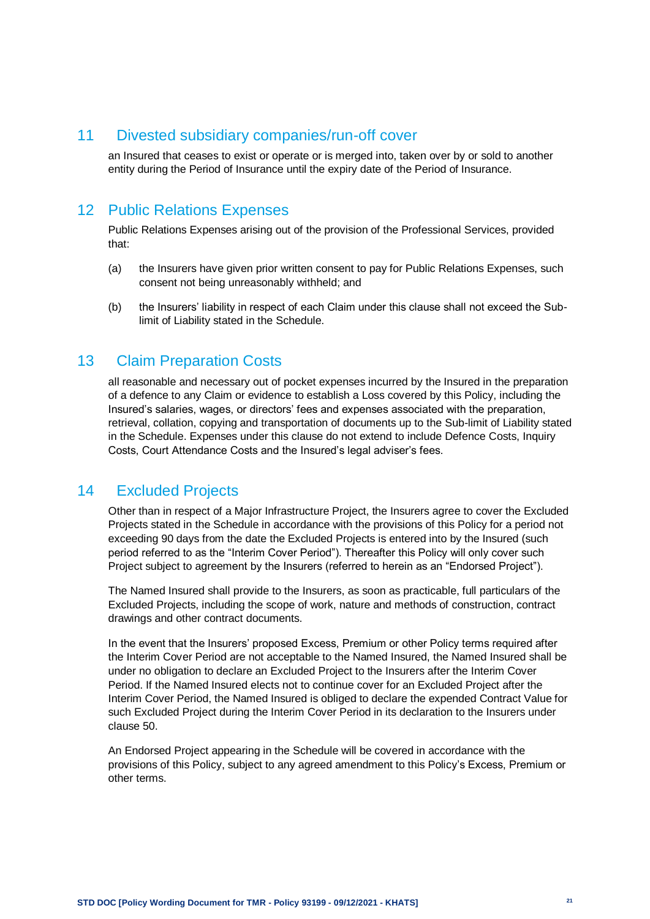## 11 Divested subsidiary companies/run-off cover

an Insured that ceases to exist or operate or is merged into, taken over by or sold to another entity during the Period of Insurance until the expiry date of the Period of Insurance.

## 12 Public Relations Expenses

Public Relations Expenses arising out of the provision of the Professional Services, provided that:

(a) the Insurers have given prior written consent to pay for Public Relations Expenses, such consent not being unreasonably withheld; and

(b) the Insurers' liability in respect of each Claim under this clause shall not exceed the Sub-limit of Liability stated in the Schedule.

## 13 Claim Preparation Costs

all reasonable and necessary out of pocket expenses incurred by the Insured in the preparation of a defence to any Claim or evidence to establish a Loss covered by this Policy, including the Insured's salaries, wages, or directors' fees and expenses associated with the preparation, retrieval, collation, copying and transportation of documents up to the Sub-limit of Liability stated in the Schedule. Expenses under this clause do not extend to include Defence Costs, Inquiry Costs, Court Attendance Costs and the Insured's legal adviser's fees.

## 14 Excluded Projects

Other than in respect of a Major Infrastructure Project, the Insurers agree to cover the Excluded Projects stated in the Schedule in accordance with the provisions of this Policy for a period not exceeding 90 days from the date the Excluded Projects is entered into by the Insured (such period referred to as the "Interim Cover Period"). Thereafter this Policy will only cover such Project subject to agreement by the Insurers (referred to herein as an "Endorsed Project").

The Named Insured shall provide to the Insurers, as soon as practicable, full particulars of the Excluded Projects, including the scope of work, nature and methods of construction, contract drawings and other contract documents.

In the event that the Insurers' proposed Excess, Premium or other Policy terms required after the Interim Cover Period are not acceptable to the Named Insured, the Named Insured shall be under no obligation to declare an Excluded Project to the Insurers after the Interim Cover Period. If the Named Insured elects not to continue cover for an Excluded Project after the Interim Cover Period, the Named Insured is obliged to declare the expended Contract Value for such Excluded Project during the Interim Cover Period in its declaration to the Insurers under clause 50.

An Endorsed Project appearing in the Schedule will be covered in accordance with the provisions of this Policy, subject to any agreed amendment to this Policy's Excess, Premium or other terms.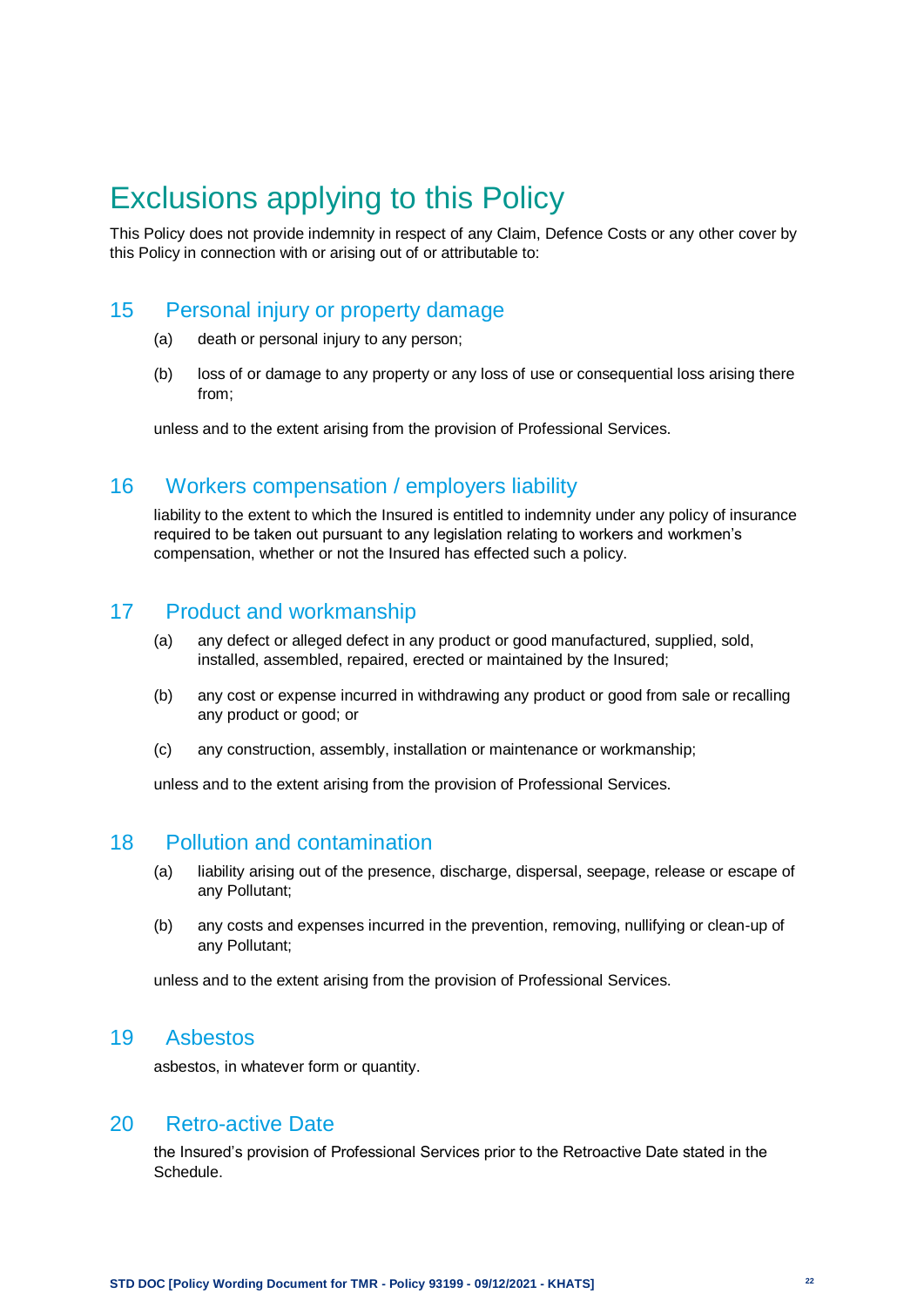# Exclusions applying to this Policy

This Policy does not provide indemnity in respect of any Claim, Defence Costs or any other cover by this Policy in connection with or arising out of or attributable to:

## 15 Personal injury or property damage

(a) death or personal injury to any person;

(b) loss of or damage to any property or any loss of use or consequential loss arising there from;

unless and to the extent arising from the provision of Professional Services.

## 16 Workers compensation / employers liability

liability to the extent to which the Insured is entitled to indemnity under any policy of insurance required to be taken out pursuant to any legislation relating to workers and workmen's compensation, whether or not the Insured has effected such a policy.

## 17 Product and workmanship

(a) any defect or alleged defect in any product or good manufactured, supplied, sold, installed, assembled, repaired, erected or maintained by the Insured;

(b) any cost or expense incurred in withdrawing any product or good from sale or recalling any product or good; or

(c) any construction, assembly, installation or maintenance or workmanship;

unless and to the extent arising from the provision of Professional Services.

## 18 Pollution and contamination

(a) liability arising out of the presence, discharge, dispersal, seepage, release or escape of any Pollutant;

(b) any costs and expenses incurred in the prevention, removing, nullifying or clean-up of any Pollutant;

unless and to the extent arising from the provision of Professional Services.

## 19 Asbestos

asbestos, in whatever form or quantity.

## 20 Retro-active Date

the Insured's provision of Professional Services prior to the Retroactive Date stated in the Schedule.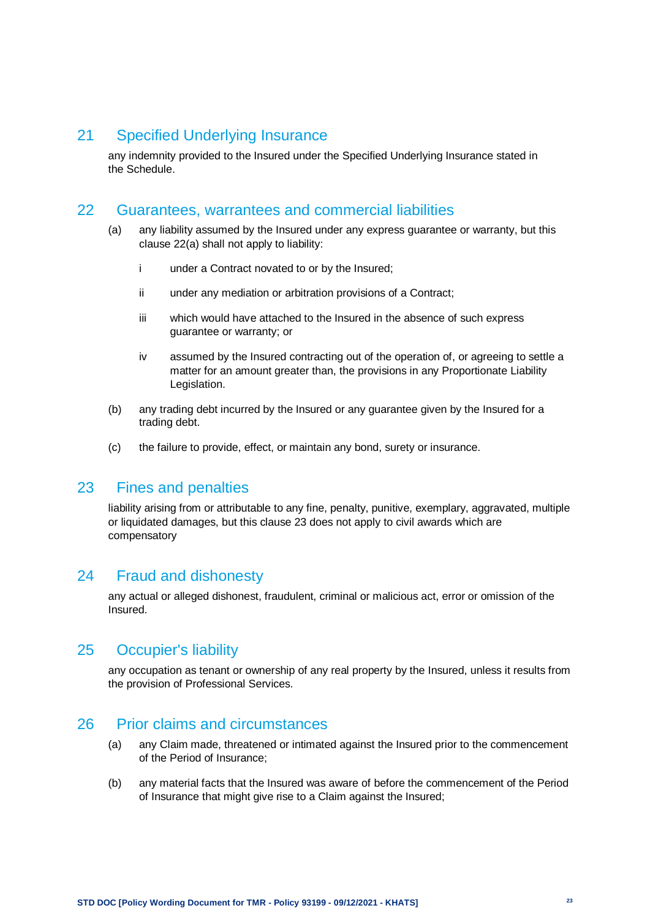## 21 Specified Underlying Insurance

any indemnity provided to the Insured under the Specified Underlying Insurance stated in the Schedule.

## 22 Guarantees, warrantees and commercial liabilities

(a) any liability assumed by the Insured under any express guarantee or warranty, but this clause 22(a) shall not apply to liability:

  i under a Contract novated to or by the Insured;

  ii under any mediation or arbitration provisions of a Contract;

  iii which would have attached to the Insured in the absence of such express guarantee or warranty; or

  iv assumed by the Insured contracting out of the operation of, or agreeing to settle a matter for an amount greater than, the provisions in any Proportionate Liability Legislation.

(b) any trading debt incurred by the Insured or any guarantee given by the Insured for a trading debt.

(c) the failure to provide, effect, or maintain any bond, surety or insurance.

## 23 Fines and penalties

liability arising from or attributable to any fine, penalty, punitive, exemplary, aggravated, multiple or liquidated damages, but this clause 23 does not apply to civil awards which are compensatory

## 24 Fraud and dishonesty

any actual or alleged dishonest, fraudulent, criminal or malicious act, error or omission of the Insured.

## 25 Occupier's liability

any occupation as tenant or ownership of any real property by the Insured, unless it results from the provision of Professional Services.

## 26 Prior claims and circumstances

(a) any Claim made, threatened or intimated against the Insured prior to the commencement of the Period of Insurance;

(b) any material facts that the Insured was aware of before the commencement of the Period of Insurance that might give rise to a Claim against the Insured;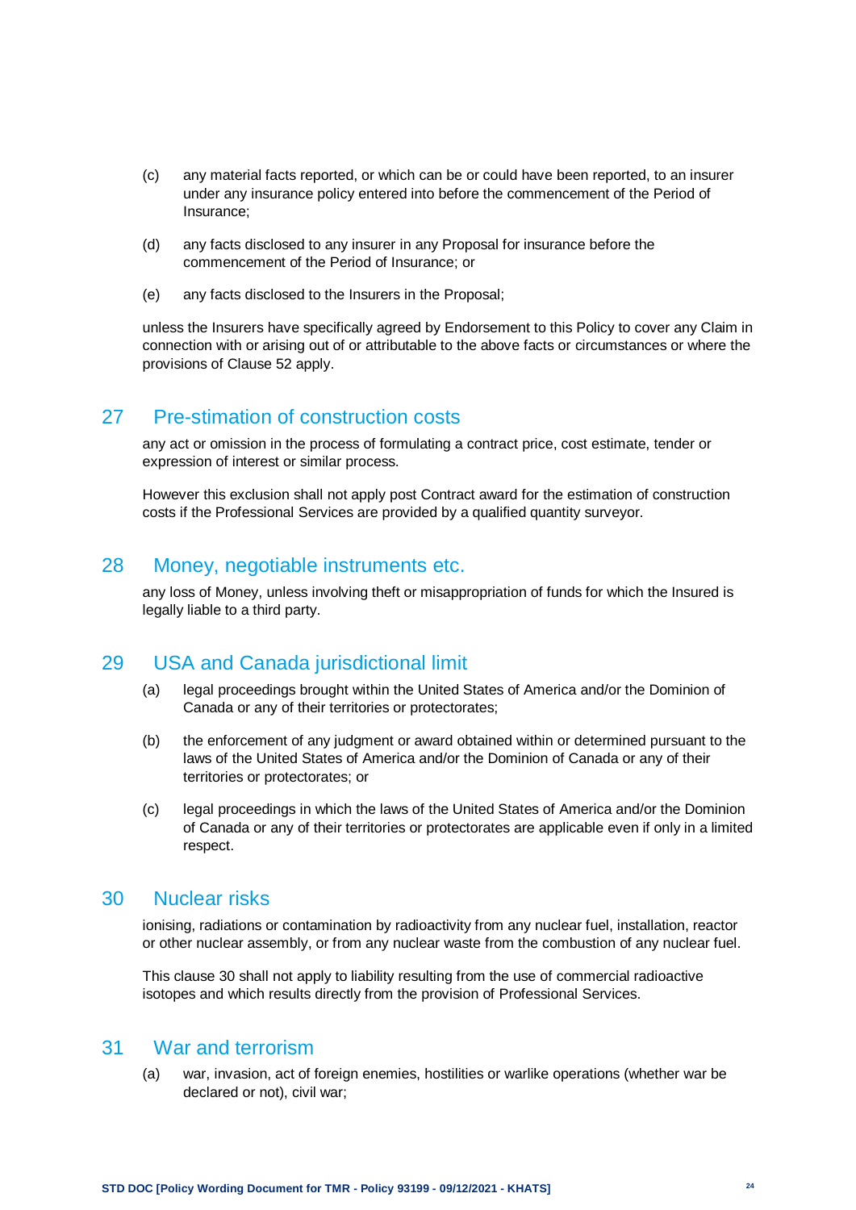(c) any material facts reported, or which can be or could have been reported, to an insurer under any insurance policy entered into before the commencement of the Period of Insurance;

(d) any facts disclosed to any insurer in any Proposal for insurance before the commencement of the Period of Insurance; or

(e) any facts disclosed to the Insurers in the Proposal;

unless the Insurers have specifically agreed by Endorsement to this Policy to cover any Claim in connection with or arising out of or attributable to the above facts or circumstances or where the provisions of Clause 52 apply.

## 27 Pre-stimation of construction costs

any act or omission in the process of formulating a contract price, cost estimate, tender or expression of interest or similar process.

However this exclusion shall not apply post Contract award for the estimation of construction costs if the Professional Services are provided by a qualified quantity surveyor.

## 28 Money, negotiable instruments etc.

any loss of Money, unless involving theft or misappropriation of funds for which the Insured is legally liable to a third party.

## 29 USA and Canada jurisdictional limit

(a) legal proceedings brought within the United States of America and/or the Dominion of Canada or any of their territories or protectorates;

(b) the enforcement of any judgment or award obtained within or determined pursuant to the laws of the United States of America and/or the Dominion of Canada or any of their territories or protectorates; or

(c) legal proceedings in which the laws of the United States of America and/or the Dominion of Canada or any of their territories or protectorates are applicable even if only in a limited respect.

## 30 Nuclear risks

ionising, radiations or contamination by radioactivity from any nuclear fuel, installation, reactor or other nuclear assembly, or from any nuclear waste from the combustion of any nuclear fuel.

This clause 30 shall not apply to liability resulting from the use of commercial radioactive isotopes and which results directly from the provision of Professional Services.

## 31 War and terrorism

(a) war, invasion, act of foreign enemies, hostilities or warlike operations (whether war be declared or not), civil war;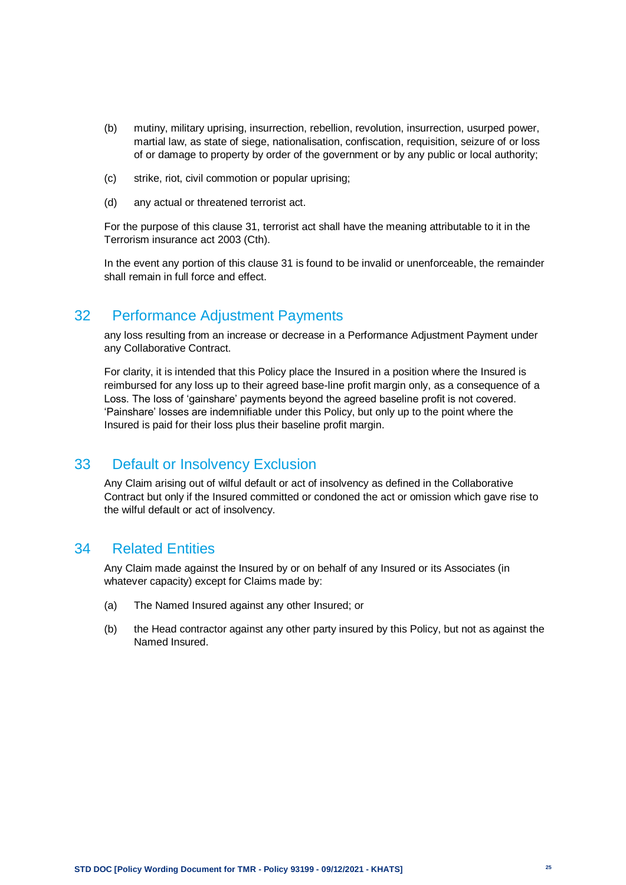(b) mutiny, military uprising, insurrection, rebellion, revolution, insurrection, usurped power, martial law, as state of siege, nationalisation, confiscation, requisition, seizure of or loss of or damage to property by order of the government or by any public or local authority;

(c) strike, riot, civil commotion or popular uprising;

(d) any actual or threatened terrorist act.

For the purpose of this clause 31, terrorist act shall have the meaning attributable to it in the Terrorism insurance act 2003 (Cth).

In the event any portion of this clause 31 is found to be invalid or unenforceable, the remainder shall remain in full force and effect.

## 32 Performance Adjustment Payments

any loss resulting from an increase or decrease in a Performance Adjustment Payment under any Collaborative Contract.

For clarity, it is intended that this Policy place the Insured in a position where the Insured is reimbursed for any loss up to their agreed base-line profit margin only, as a consequence of a Loss. The loss of 'gainshare' payments beyond the agreed baseline profit is not covered. 'Painshare' losses are indemnifiable under this Policy, but only up to the point where the Insured is paid for their loss plus their baseline profit margin.

## 33 Default or Insolvency Exclusion

Any Claim arising out of wilful default or act of insolvency as defined in the Collaborative Contract but only if the Insured committed or condoned the act or omission which gave rise to the wilful default or act of insolvency.

## 34 Related Entities

Any Claim made against the Insured by or on behalf of any Insured or its Associates (in whatever capacity) except for Claims made by:

(a) The Named Insured against any other Insured; or

(b) the Head contractor against any other party insured by this Policy, but not as against the Named Insured.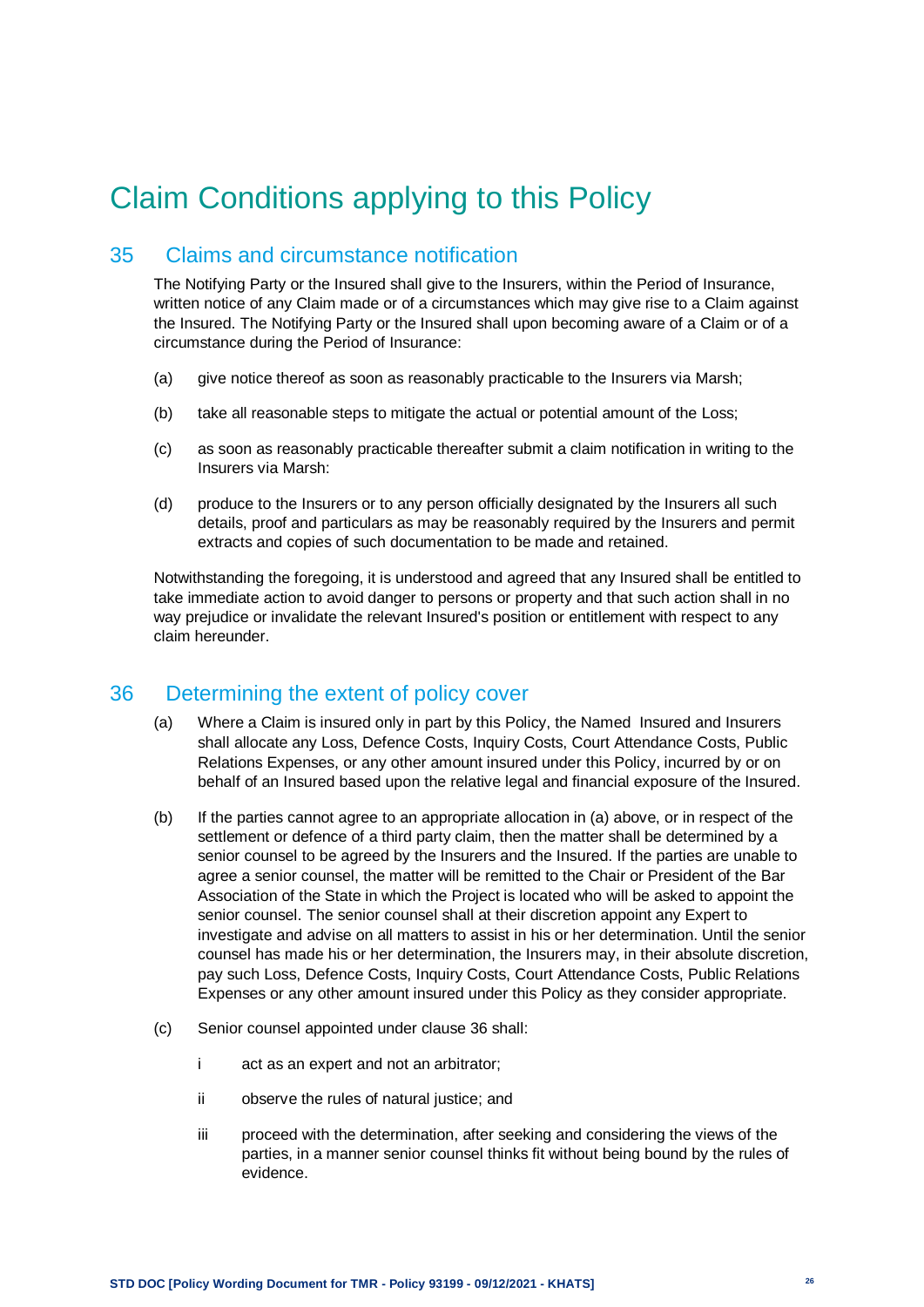# Claim Conditions applying to this Policy

## 35 Claims and circumstance notification

The Notifying Party or the Insured shall give to the Insurers, within the Period of Insurance, written notice of any Claim made or of a circumstances which may give rise to a Claim against the Insured. The Notifying Party or the Insured shall upon becoming aware of a Claim or of a circumstance during the Period of Insurance:

(a) give notice thereof as soon as reasonably practicable to the Insurers via Marsh;

(b) take all reasonable steps to mitigate the actual or potential amount of the Loss;

(c) as soon as reasonably practicable thereafter submit a claim notification in writing to the Insurers via Marsh:

(d) produce to the Insurers or to any person officially designated by the Insurers all such details, proof and particulars as may be reasonably required by the Insurers and permit extracts and copies of such documentation to be made and retained.

Notwithstanding the foregoing, it is understood and agreed that any Insured shall be entitled to take immediate action to avoid danger to persons or property and that such action shall in no way prejudice or invalidate the relevant Insured's position or entitlement with respect to any claim hereunder.

## 36 Determining the extent of policy cover

(a) Where a Claim is insured only in part by this Policy, the Named Insured and Insurers shall allocate any Loss, Defence Costs, Inquiry Costs, Court Attendance Costs, Public Relations Expenses, or any other amount insured under this Policy, incurred by or on behalf of an Insured based upon the relative legal and financial exposure of the Insured.

(b) If the parties cannot agree to an appropriate allocation in (a) above, or in respect of the settlement or defence of a third party claim, then the matter shall be determined by a senior counsel to be agreed by the Insurers and the Insured. If the parties are unable to agree a senior counsel, the matter will be remitted to the Chair or President of the Bar Association of the State in which the Project is located who will be asked to appoint the senior counsel. The senior counsel shall at their discretion appoint any Expert to investigate and advise on all matters to assist in his or her determination. Until the senior counsel has made his or her determination, the Insurers may, in their absolute discretion, pay such Loss, Defence Costs, Inquiry Costs, Court Attendance Costs, Public Relations Expenses or any other amount insured under this Policy as they consider appropriate.

(c) Senior counsel appointed under clause 36 shall:

  i act as an expert and not an arbitrator;

  ii observe the rules of natural justice; and

  iii proceed with the determination, after seeking and considering the views of the parties, in a manner senior counsel thinks fit without being bound by the rules of evidence.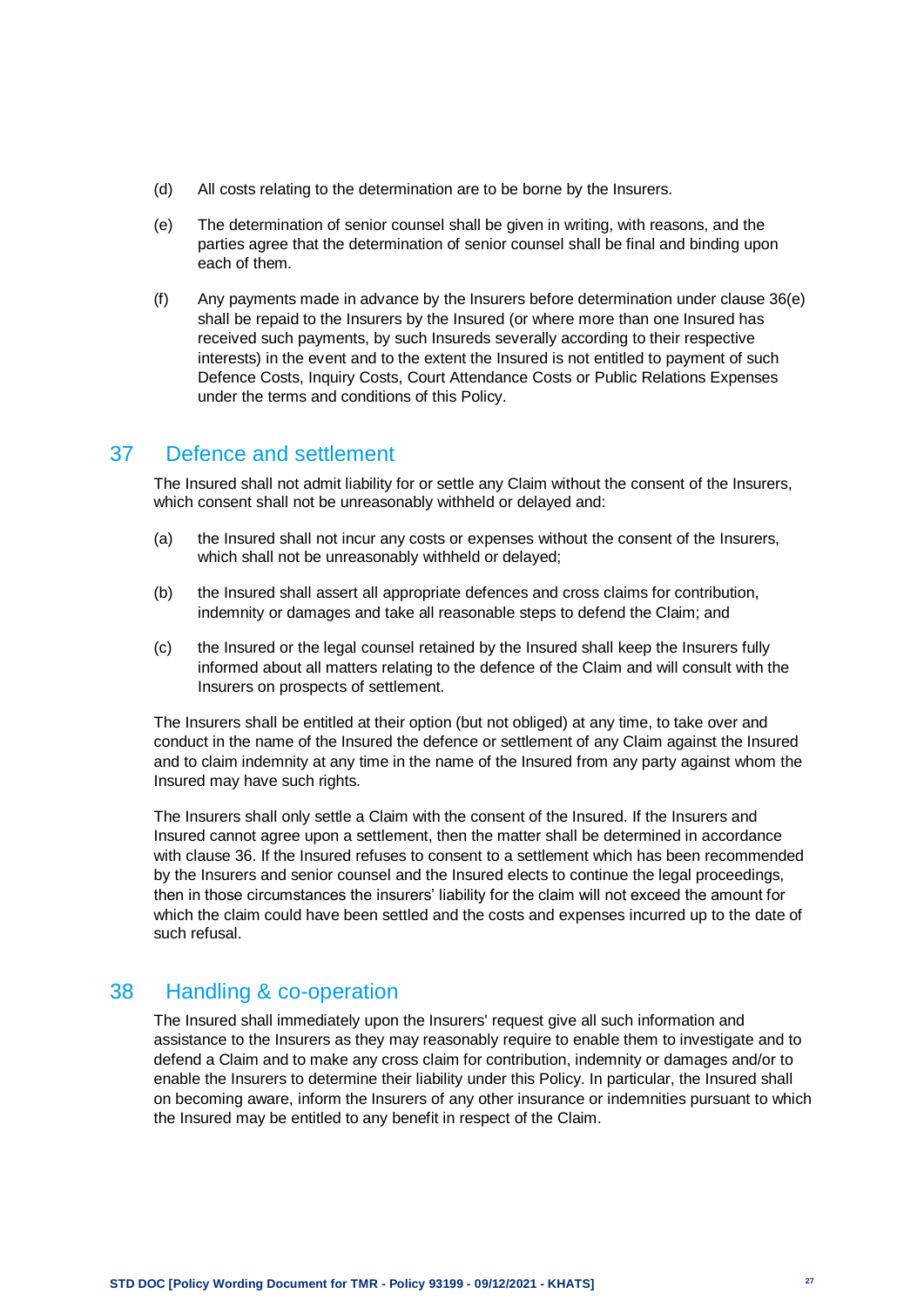(d) All costs relating to the determination are to be borne by the Insurers.

(e) The determination of senior counsel shall be given in writing, with reasons, and the parties agree that the determination of senior counsel shall be final and binding upon each of them.

(f) Any payments made in advance by the Insurers before determination under clause 36(e) shall be repaid to the Insurers by the Insured (or where more than one Insured has received such payments, by such Insureds severally according to their respective interests) in the event and to the extent the Insured is not entitled to payment of such Defence Costs, Inquiry Costs, Court Attendance Costs or Public Relations Expenses under the terms and conditions of this Policy.

## 37 Defence and settlement

The Insured shall not admit liability for or settle any Claim without the consent of the Insurers, which consent shall not be unreasonably withheld or delayed and:

(a) the Insured shall not incur any costs or expenses without the consent of the Insurers, which shall not be unreasonably withheld or delayed;

(b) the Insured shall assert all appropriate defences and cross claims for contribution, indemnity or damages and take all reasonable steps to defend the Claim; and

(c) the Insured or the legal counsel retained by the Insured shall keep the Insurers fully informed about all matters relating to the defence of the Claim and will consult with the Insurers on prospects of settlement.

The Insurers shall be entitled at their option (but not obliged) at any time, to take over and conduct in the name of the Insured the defence or settlement of any Claim against the Insured and to claim indemnity at any time in the name of the Insured from any party against whom the Insured may have such rights.

The Insurers shall only settle a Claim with the consent of the Insured. If the Insurers and Insured cannot agree upon a settlement, then the matter shall be determined in accordance with clause 36. If the Insured refuses to consent to a settlement which has been recommended by the Insurers and senior counsel and the Insured elects to continue the legal proceedings, then in those circumstances the insurers' liability for the claim will not exceed the amount for which the claim could have been settled and the costs and expenses incurred up to the date of such refusal.

## 38 Handling & co-operation

The Insured shall immediately upon the Insurers' request give all such information and assistance to the Insurers as they may reasonably require to enable them to investigate and to defend a Claim and to make any cross claim for contribution, indemnity or damages and/or to enable the Insurers to determine their liability under this Policy. In particular, the Insured shall on becoming aware, inform the Insurers of any other insurance or indemnities pursuant to which the Insured may be entitled to any benefit in respect of the Claim.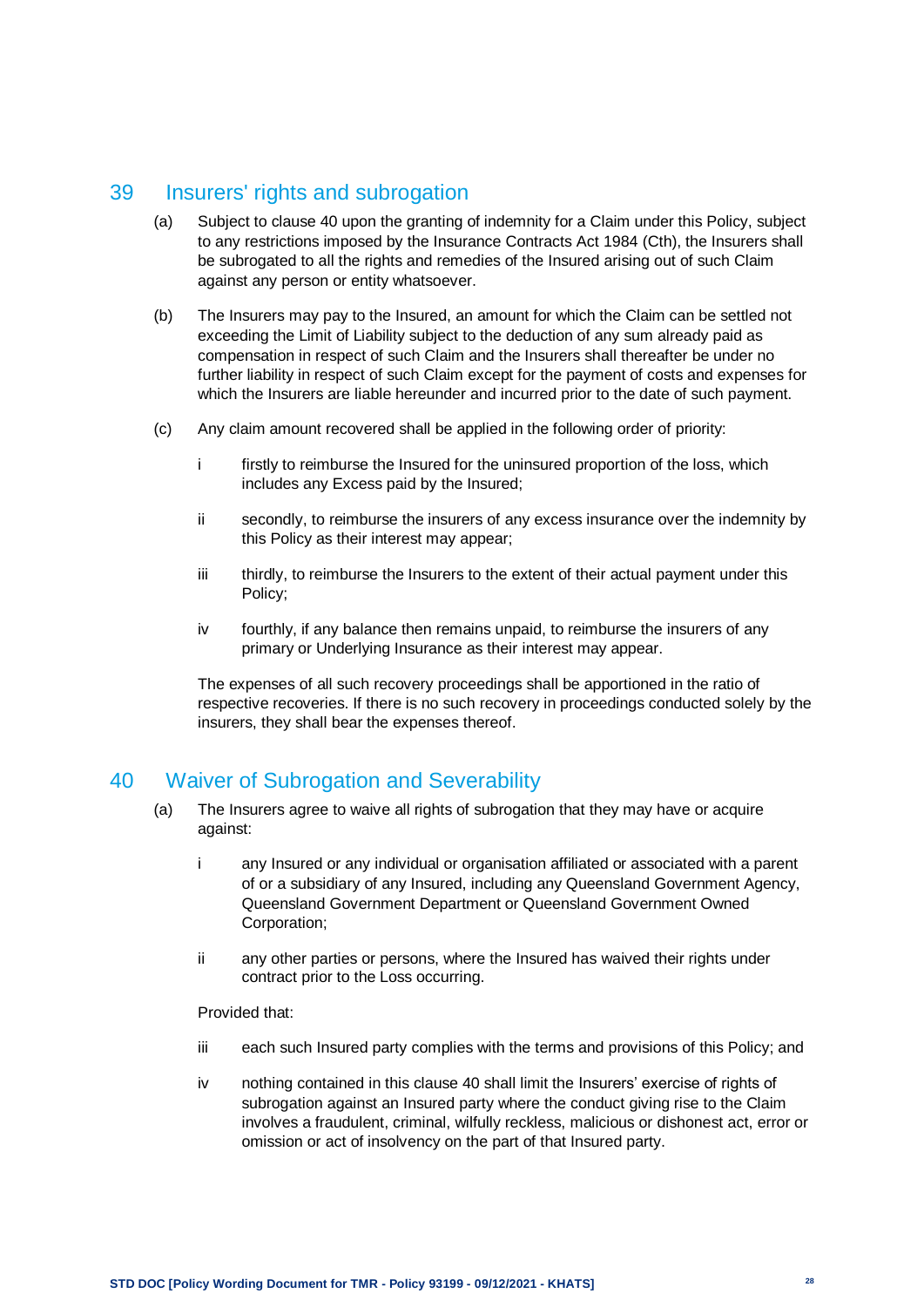## 39 Insurers' rights and subrogation

(a) Subject to clause 40 upon the granting of indemnity for a Claim under this Policy, subject to any restrictions imposed by the Insurance Contracts Act 1984 (Cth), the Insurers shall be subrogated to all the rights and remedies of the Insured arising out of such Claim against any person or entity whatsoever.

(b) The Insurers may pay to the Insured, an amount for which the Claim can be settled not exceeding the Limit of Liability subject to the deduction of any sum already paid as compensation in respect of such Claim and the Insurers shall thereafter be under no further liability in respect of such Claim except for the payment of costs and expenses for which the Insurers are liable hereunder and incurred prior to the date of such payment.

(c) Any claim amount recovered shall be applied in the following order of priority:

i firstly to reimburse the Insured for the uninsured proportion of the loss, which includes any Excess paid by the Insured;

ii secondly, to reimburse the insurers of any excess insurance over the indemnity by this Policy as their interest may appear;

iii thirdly, to reimburse the Insurers to the extent of their actual payment under this Policy;

iv fourthly, if any balance then remains unpaid, to reimburse the insurers of any primary or Underlying Insurance as their interest may appear.

The expenses of all such recovery proceedings shall be apportioned in the ratio of respective recoveries. If there is no such recovery in proceedings conducted solely by the insurers, they shall bear the expenses thereof.

## 40 Waiver of Subrogation and Severability

(a) The Insurers agree to waive all rights of subrogation that they may have or acquire against:

i any Insured or any individual or organisation affiliated or associated with a parent of or a subsidiary of any Insured, including any Queensland Government Agency, Queensland Government Department or Queensland Government Owned Corporation;

ii any other parties or persons, where the Insured has waived their rights under contract prior to the Loss occurring.

Provided that:

iii each such Insured party complies with the terms and provisions of this Policy; and

iv nothing contained in this clause 40 shall limit the Insurers' exercise of rights of subrogation against an Insured party where the conduct giving rise to the Claim involves a fraudulent, criminal, wilfully reckless, malicious or dishonest act, error or omission or act of insolvency on the part of that Insured party.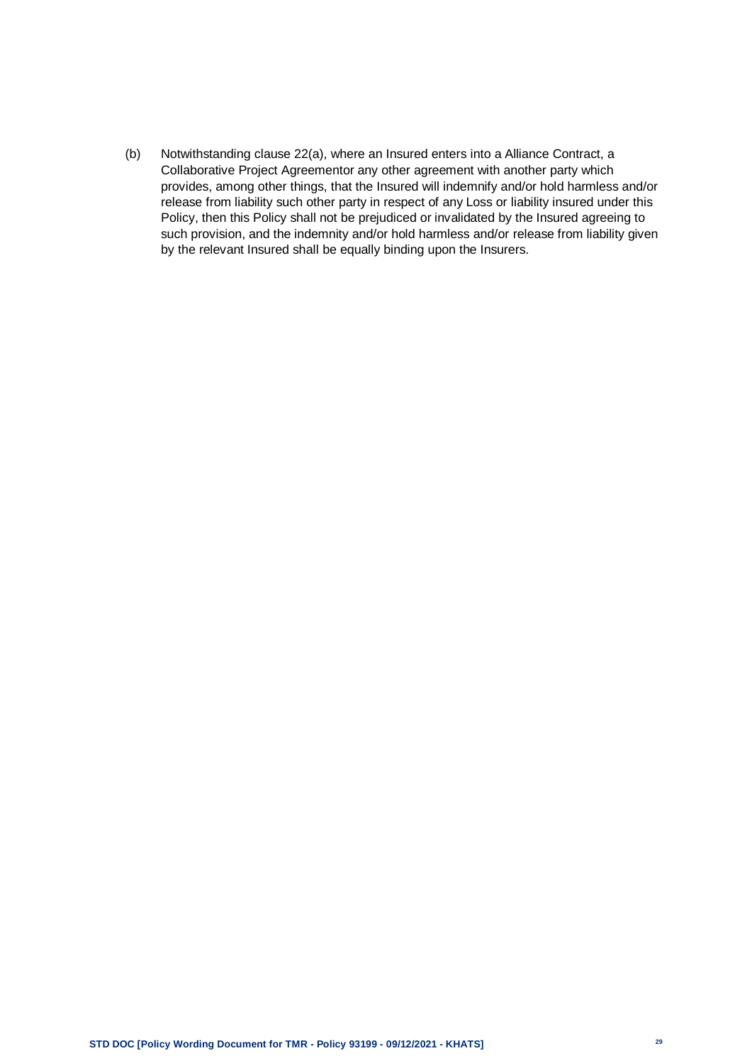(b) Notwithstanding clause 22(a), where an Insured enters into a Alliance Contract, a Collaborative Project Agreementor any other agreement with another party which provides, among other things, that the Insured will indemnify and/or hold harmless and/or release from liability such other party in respect of any Loss or liability insured under this Policy, then this Policy shall not be prejudiced or invalidated by the Insured agreeing to such provision, and the indemnity and/or hold harmless and/or release from liability given by the relevant Insured shall be equally binding upon the Insurers.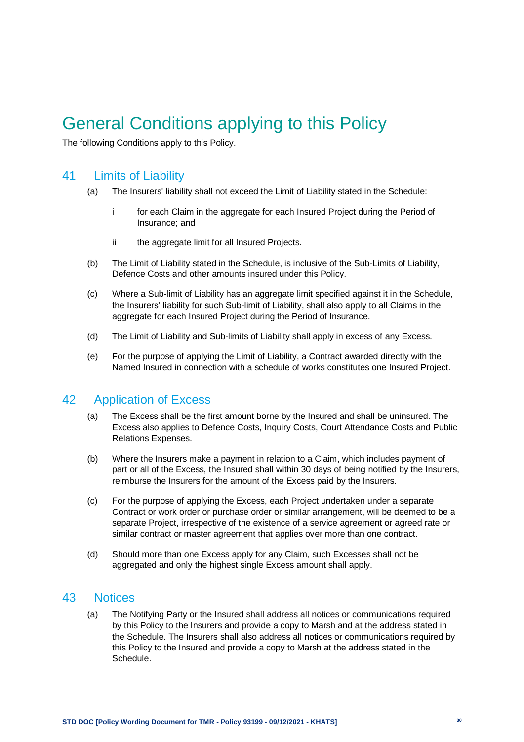# General Conditions applying to this Policy

The following Conditions apply to this Policy.

## 41 Limits of Liability

(a) The Insurers' liability shall not exceed the Limit of Liability stated in the Schedule:

i for each Claim in the aggregate for each Insured Project during the Period of Insurance; and

ii the aggregate limit for all Insured Projects.

(b) The Limit of Liability stated in the Schedule, is inclusive of the Sub-Limits of Liability, Defence Costs and other amounts insured under this Policy.

(c) Where a Sub-limit of Liability has an aggregate limit specified against it in the Schedule, the Insurers' liability for such Sub-limit of Liability, shall also apply to all Claims in the aggregate for each Insured Project during the Period of Insurance.

(d) The Limit of Liability and Sub-limits of Liability shall apply in excess of any Excess.

(e) For the purpose of applying the Limit of Liability, a Contract awarded directly with the Named Insured in connection with a schedule of works constitutes one Insured Project.

## 42 Application of Excess

(a) The Excess shall be the first amount borne by the Insured and shall be uninsured. The Excess also applies to Defence Costs, Inquiry Costs, Court Attendance Costs and Public Relations Expenses.

(b) Where the Insurers make a payment in relation to a Claim, which includes payment of part or all of the Excess, the Insured shall within 30 days of being notified by the Insurers, reimburse the Insurers for the amount of the Excess paid by the Insurers.

(c) For the purpose of applying the Excess, each Project undertaken under a separate Contract or work order or purchase order or similar arrangement, will be deemed to be a separate Project, irrespective of the existence of a service agreement or agreed rate or similar contract or master agreement that applies over more than one contract.

(d) Should more than one Excess apply for any Claim, such Excesses shall not be aggregated and only the highest single Excess amount shall apply.

## 43 Notices

(a) The Notifying Party or the Insured shall address all notices or communications required by this Policy to the Insurers and provide a copy to Marsh and at the address stated in the Schedule. The Insurers shall also address all notices or communications required by this Policy to the Insured and provide a copy to Marsh at the address stated in the Schedule.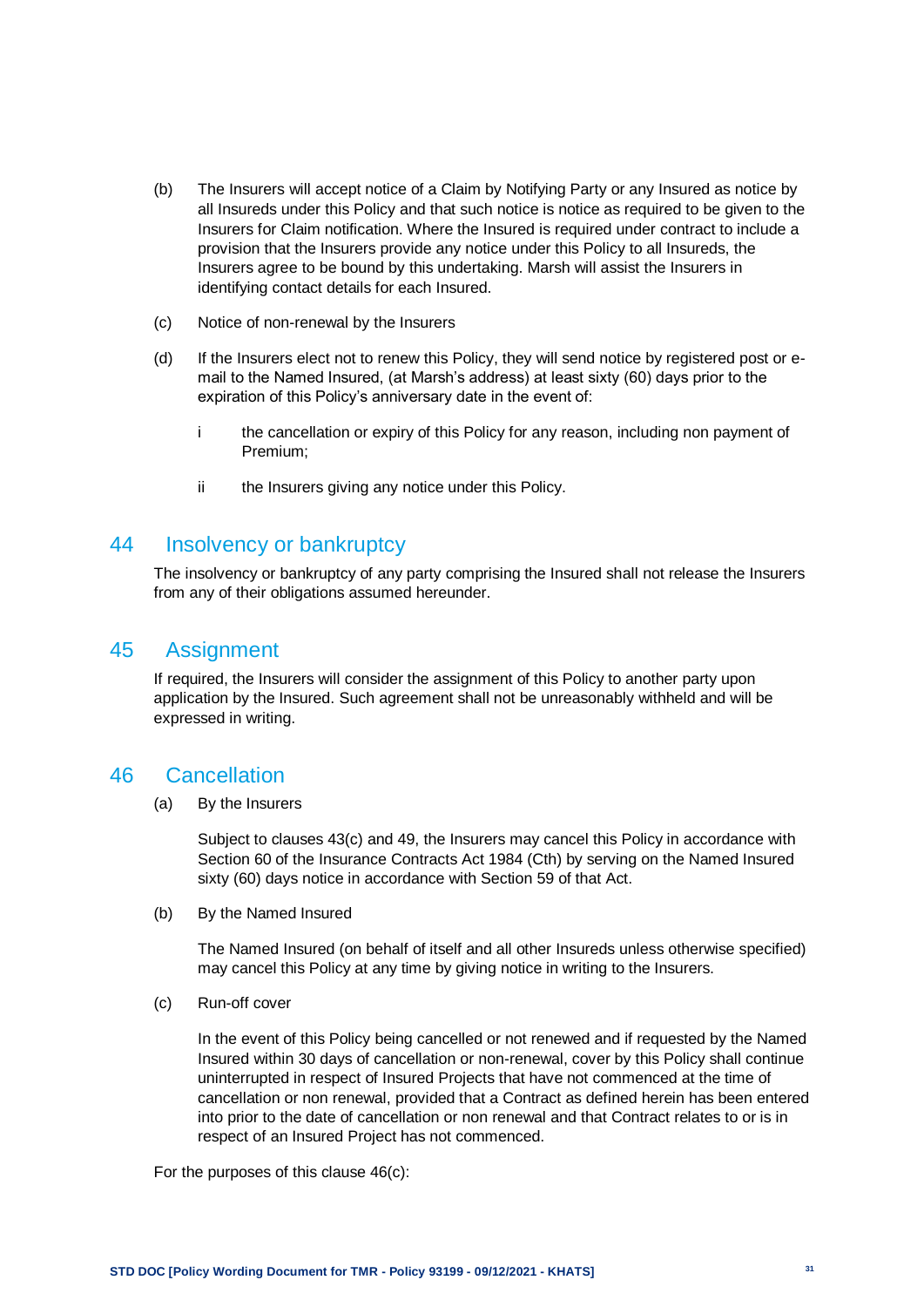(b) The Insurers will accept notice of a Claim by Notifying Party or any Insured as notice by all Insureds under this Policy and that such notice is notice as required to be given to the Insurers for Claim notification. Where the Insured is required under contract to include a provision that the Insurers provide any notice under this Policy to all Insureds, the Insurers agree to be bound by this undertaking. Marsh will assist the Insurers in identifying contact details for each Insured.

(c) Notice of non-renewal by the Insurers

(d) If the Insurers elect not to renew this Policy, they will send notice by registered post or e-mail to the Named Insured, (at Marsh's address) at least sixty (60) days prior to the expiration of this Policy's anniversary date in the event of:

- i the cancellation or expiry of this Policy for any reason, including non payment of Premium;
- ii the Insurers giving any notice under this Policy.

## 44 Insolvency or bankruptcy

The insolvency or bankruptcy of any party comprising the Insured shall not release the Insurers from any of their obligations assumed hereunder.

## 45 Assignment

If required, the Insurers will consider the assignment of this Policy to another party upon application by the Insured. Such agreement shall not be unreasonably withheld and will be expressed in writing.

## 46 Cancellation

(a) By the Insurers

Subject to clauses 43(c) and 49, the Insurers may cancel this Policy in accordance with Section 60 of the Insurance Contracts Act 1984 (Cth) by serving on the Named Insured sixty (60) days notice in accordance with Section 59 of that Act.

(b) By the Named Insured

The Named Insured (on behalf of itself and all other Insureds unless otherwise specified) may cancel this Policy at any time by giving notice in writing to the Insurers.

(c) Run-off cover

In the event of this Policy being cancelled or not renewed and if requested by the Named Insured within 30 days of cancellation or non-renewal, cover by this Policy shall continue uninterrupted in respect of Insured Projects that have not commenced at the time of cancellation or non renewal, provided that a Contract as defined herein has been entered into prior to the date of cancellation or non renewal and that Contract relates to or is in respect of an Insured Project has not commenced.

For the purposes of this clause 46(c):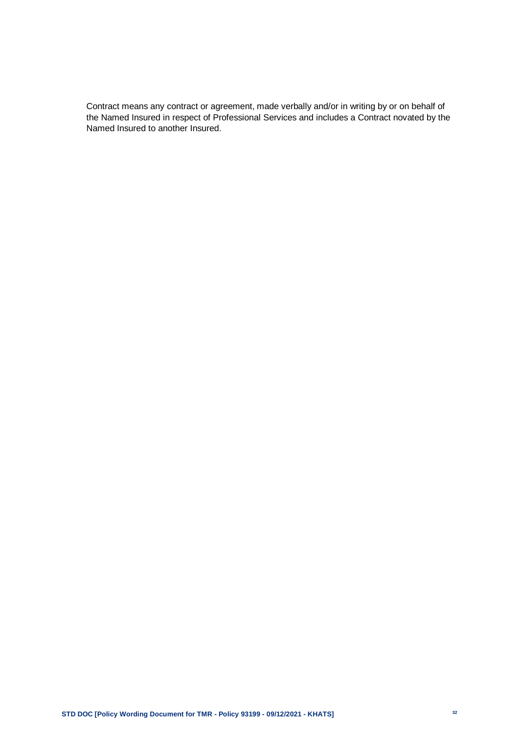Contract means any contract or agreement, made verbally and/or in writing by or on behalf of the Named Insured in respect of Professional Services and includes a Contract novated by the Named Insured to another Insured.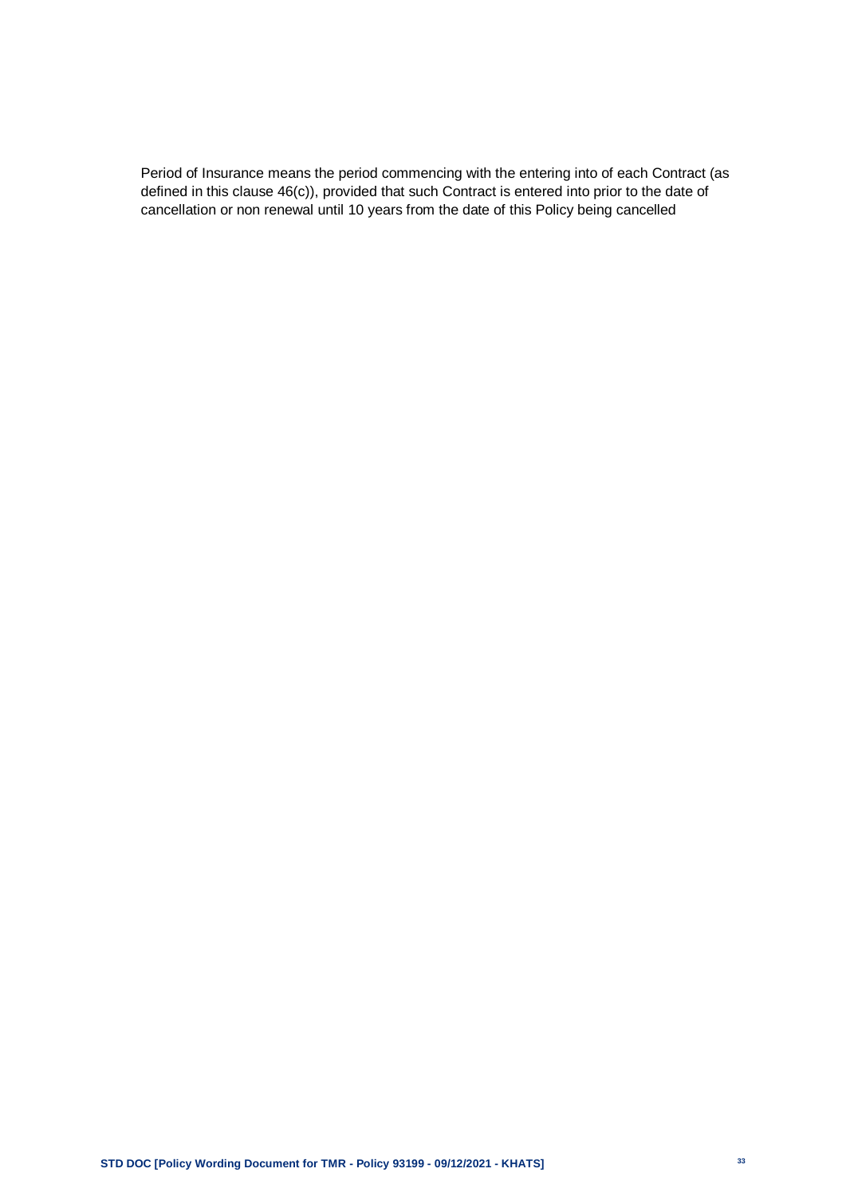Period of Insurance means the period commencing with the entering into of each Contract (as defined in this clause 46(c)), provided that such Contract is entered into prior to the date of cancellation or non renewal until 10 years from the date of this Policy being cancelled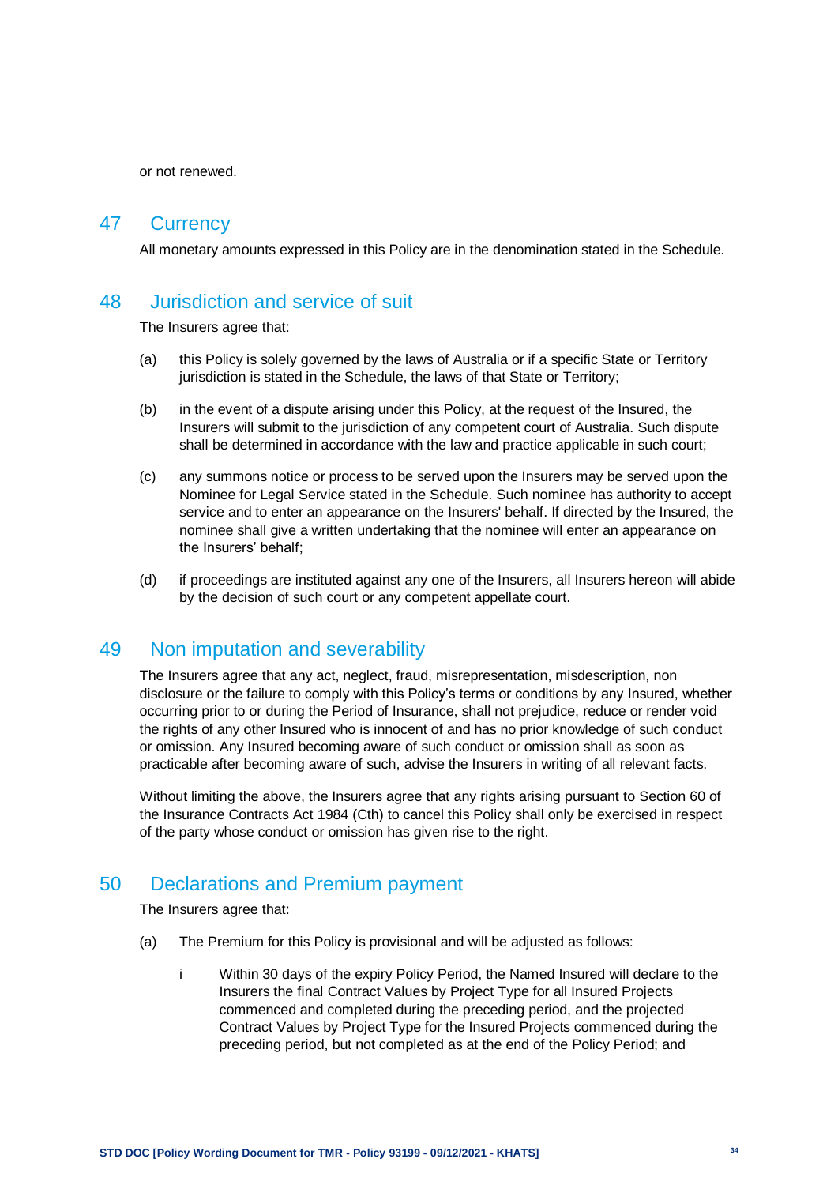or not renewed.

## 47 Currency

All monetary amounts expressed in this Policy are in the denomination stated in the Schedule.

## 48 Jurisdiction and service of suit

The Insurers agree that:

(a) this Policy is solely governed by the laws of Australia or if a specific State or Territory jurisdiction is stated in the Schedule, the laws of that State or Territory;

(b) in the event of a dispute arising under this Policy, at the request of the Insured, the Insurers will submit to the jurisdiction of any competent court of Australia. Such dispute shall be determined in accordance with the law and practice applicable in such court;

(c) any summons notice or process to be served upon the Insurers may be served upon the Nominee for Legal Service stated in the Schedule. Such nominee has authority to accept service and to enter an appearance on the Insurers' behalf. If directed by the Insured, the nominee shall give a written undertaking that the nominee will enter an appearance on the Insurers' behalf;

(d) if proceedings are instituted against any one of the Insurers, all Insurers hereon will abide by the decision of such court or any competent appellate court.

## 49 Non imputation and severability

The Insurers agree that any act, neglect, fraud, misrepresentation, misdescription, non disclosure or the failure to comply with this Policy's terms or conditions by any Insured, whether occurring prior to or during the Period of Insurance, shall not prejudice, reduce or render void the rights of any other Insured who is innocent of and has no prior knowledge of such conduct or omission. Any Insured becoming aware of such conduct or omission shall as soon as practicable after becoming aware of such, advise the Insurers in writing of all relevant facts.

Without limiting the above, the Insurers agree that any rights arising pursuant to Section 60 of the Insurance Contracts Act 1984 (Cth) to cancel this Policy shall only be exercised in respect of the party whose conduct or omission has given rise to the right.

## 50 Declarations and Premium payment

The Insurers agree that:

(a) The Premium for this Policy is provisional and will be adjusted as follows:

i Within 30 days of the expiry Policy Period, the Named Insured will declare to the Insurers the final Contract Values by Project Type for all Insured Projects commenced and completed during the preceding period, and the projected Contract Values by Project Type for the Insured Projects commenced during the preceding period, but not completed as at the end of the Policy Period; and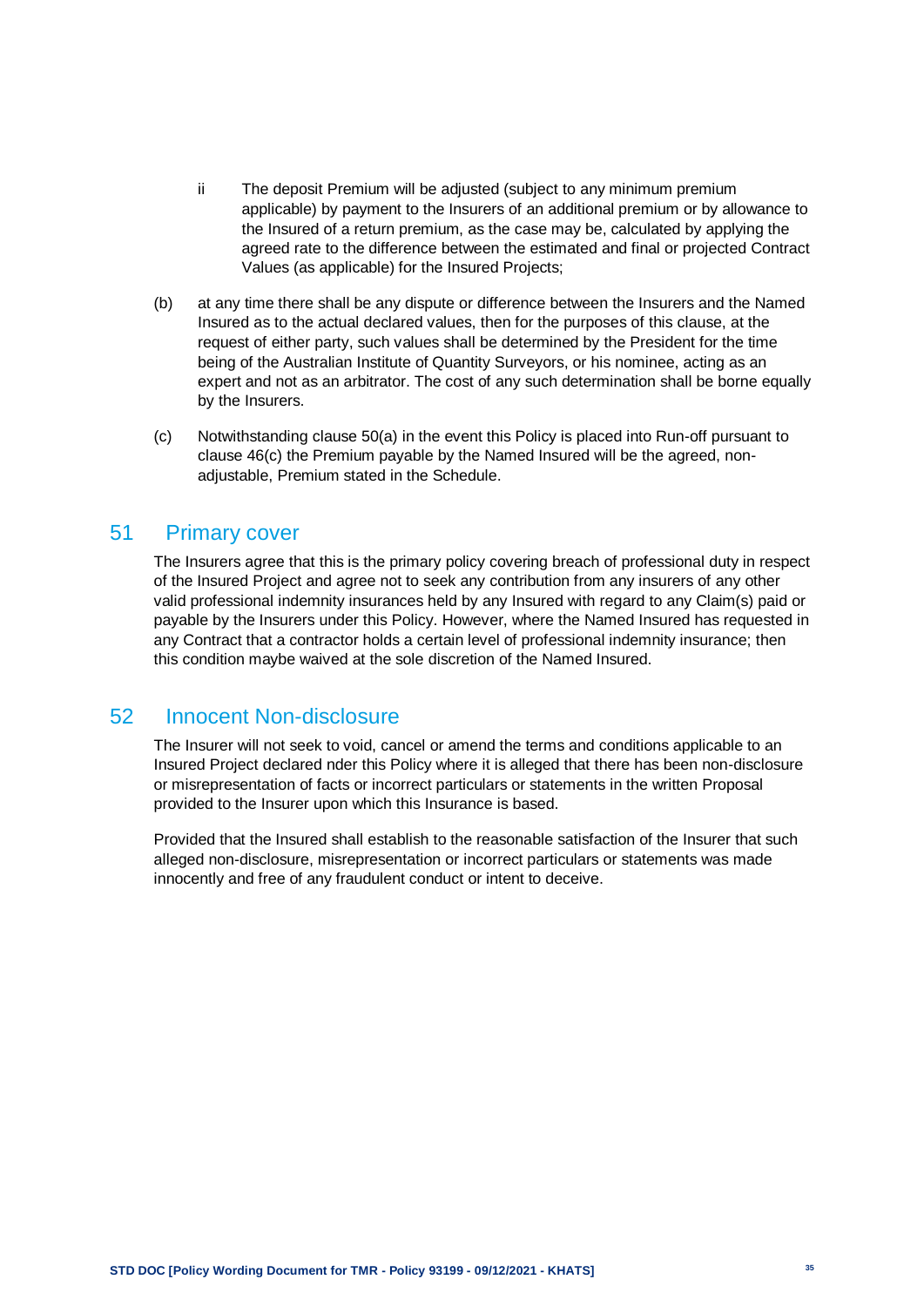ii The deposit Premium will be adjusted (subject to any minimum premium applicable) by payment to the Insurers of an additional premium or by allowance to the Insured of a return premium, as the case may be, calculated by applying the agreed rate to the difference between the estimated and final or projected Contract Values (as applicable) for the Insured Projects;

(b) at any time there shall be any dispute or difference between the Insurers and the Named Insured as to the actual declared values, then for the purposes of this clause, at the request of either party, such values shall be determined by the President for the time being of the Australian Institute of Quantity Surveyors, or his nominee, acting as an expert and not as an arbitrator. The cost of any such determination shall be borne equally by the Insurers.

(c) Notwithstanding clause 50(a) in the event this Policy is placed into Run-off pursuant to clause 46(c) the Premium payable by the Named Insured will be the agreed, non-adjustable, Premium stated in the Schedule.

## 51 Primary cover

The Insurers agree that this is the primary policy covering breach of professional duty in respect of the Insured Project and agree not to seek any contribution from any insurers of any other valid professional indemnity insurances held by any Insured with regard to any Claim(s) paid or payable by the Insurers under this Policy. However, where the Named Insured has requested in any Contract that a contractor holds a certain level of professional indemnity insurance; then this condition maybe waived at the sole discretion of the Named Insured.

## 52 Innocent Non-disclosure

The Insurer will not seek to void, cancel or amend the terms and conditions applicable to an Insured Project declared nder this Policy where it is alleged that there has been non-disclosure or misrepresentation of facts or incorrect particulars or statements in the written Proposal provided to the Insurer upon which this Insurance is based.

Provided that the Insured shall establish to the reasonable satisfaction of the Insurer that such alleged non-disclosure, misrepresentation or incorrect particulars or statements was made innocently and free of any fraudulent conduct or intent to deceive.